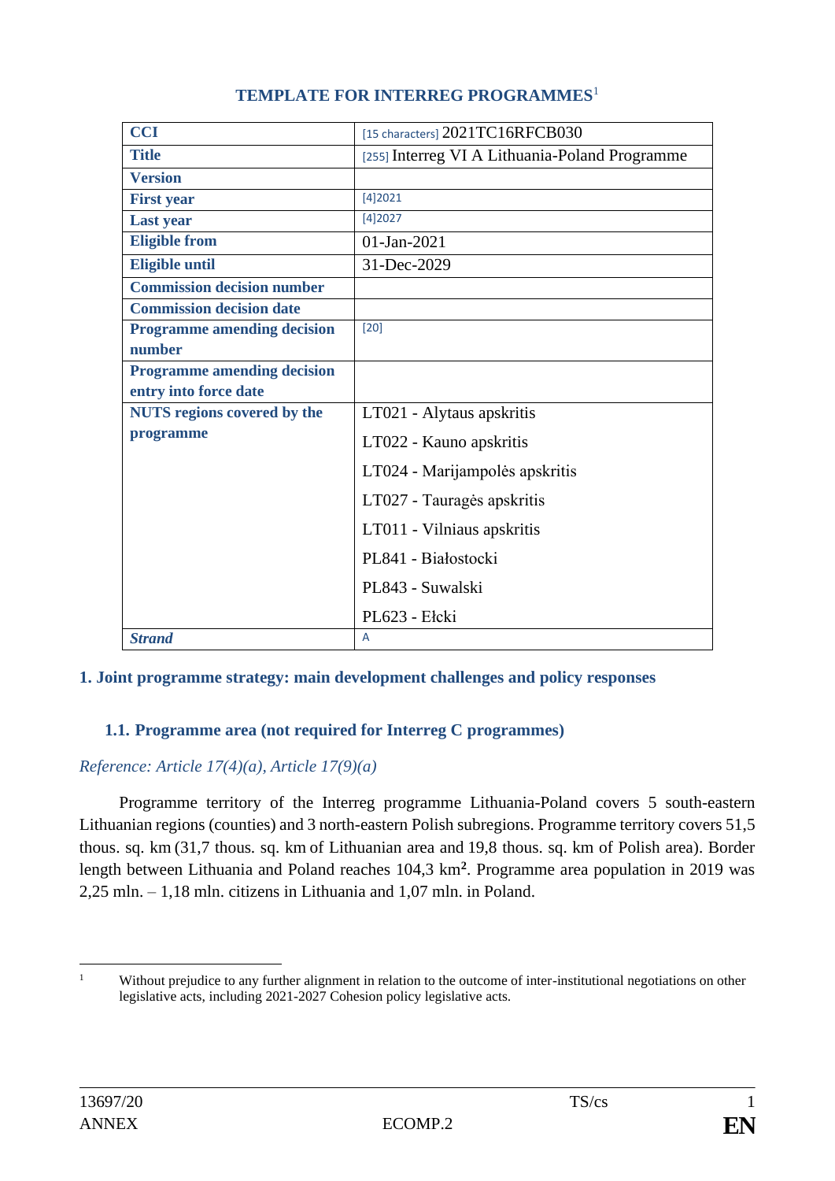# TEMPLATE FOR INTERREG PROGRAMMES[1]

| **CCI** | [15 characters] 2021TC16RFCB030 |
|---|---|
| **Title** | [255] Interreg VI A Lithuania-Poland Programme |
| **Version** | |
| **First year** | [4]2021 |
| **Last year** | [4]2027 |
| **Eligible from** | 01-Jan-2021 |
| **Eligible until** | 31-Dec-2029 |
| **Commission decision number** | |
| **Commission decision date** | |
| **Programme amending decision number** | [20] |
| **Programme amending decision entry into force date** | |
| **NUTS regions covered by the programme** | LT021 - Alytaus apskritis<br>LT022 - Kauno apskritis<br>LT024 - Marijampolės apskritis<br>LT027 - Tauragės apskritis<br>LT011 - Vilniaus apskritis<br>PL841 - Białostocki<br>PL843 - Suwalski<br>PL623 - Ełcki |
| ***Strand*** | A |

## 1. Joint programme strategy: main development challenges and policy responses

### 1.1. Programme area (not required for Interreg C programmes)

*Reference: Article 17(4)(a), Article 17(9)(a)*

Programme territory of the Interreg programme Lithuania-Poland covers 5 south-eastern Lithuanian regions (counties) and 3 north-eastern Polish subregions. Programme territory covers 51,5 thous. sq. km (31,7 thous. sq. km of Lithuanian area and 19,8 thous. sq. km of Polish area). Border length between Lithuania and Poland reaches 104,3 km². Programme area population in 2019 was 2,25 mln. – 1,18 mln. citizens in Lithuania and 1,07 mln. in Poland.

[1] Without prejudice to any further alignment in relation to the outcome of inter-institutional negotiations on other legislative acts, including 2021-2027 Cohesion policy legislative acts.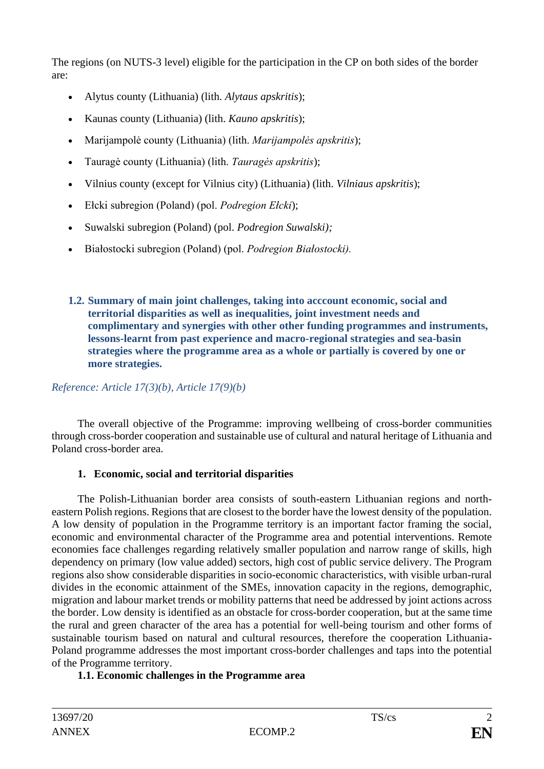The regions (on NUTS-3 level) eligible for the participation in the CP on both sides of the border are:

- Alytus county (Lithuania) (lith. *Alytaus apskritis*);
- Kaunas county (Lithuania) (lith. *Kauno apskritis*);
- Marijampolė county (Lithuania) (lith. *Marijampolės apskritis*);
- Tauragė county (Lithuania) (lith. *Tauragės apskritis*);
- Vilnius county (except for Vilnius city) (Lithuania) (lith. *Vilniaus apskritis*);
- Ełcki subregion (Poland) (pol. *Podregion Ełcki*);
- Suwalski subregion (Poland) (pol. *Podregion Suwalski);*
- Białostocki subregion (Poland) (pol. *Podregion Białostocki).*

### 1.2. Summary of main joint challenges, taking into acccount economic, social and territorial disparities as well as inequalities, joint investment needs and complimentary and synergies with other other funding programmes and instruments, lessons-learnt from past experience and macro-regional strategies and sea-basin strategies where the programme area as a whole or partially is covered by one or more strategies.

*Reference: Article 17(3)(b), Article 17(9)(b)*

The overall objective of the Programme: improving wellbeing of cross-border communities through cross-border cooperation and sustainable use of cultural and natural heritage of Lithuania and Poland cross-border area.

**1. Economic, social and territorial disparities**

The Polish-Lithuanian border area consists of south-eastern Lithuanian regions and north-eastern Polish regions. Regions that are closest to the border have the lowest density of the population. A low density of population in the Programme territory is an important factor framing the social, economic and environmental character of the Programme area and potential interventions. Remote economies face challenges regarding relatively smaller population and narrow range of skills, high dependency on primary (low value added) sectors, high cost of public service delivery. The Program regions also show considerable disparities in socio-economic characteristics, with visible urban-rural divides in the economic attainment of the SMEs, innovation capacity in the regions, demographic, migration and labour market trends or mobility patterns that need be addressed by joint actions across the border. Low density is identified as an obstacle for cross-border cooperation, but at the same time the rural and green character of the area has a potential for well-being tourism and other forms of sustainable tourism based on natural and cultural resources, therefore the cooperation Lithuania-Poland programme addresses the most important cross-border challenges and taps into the potential of the Programme territory.

**1.1. Economic challenges in the Programme area**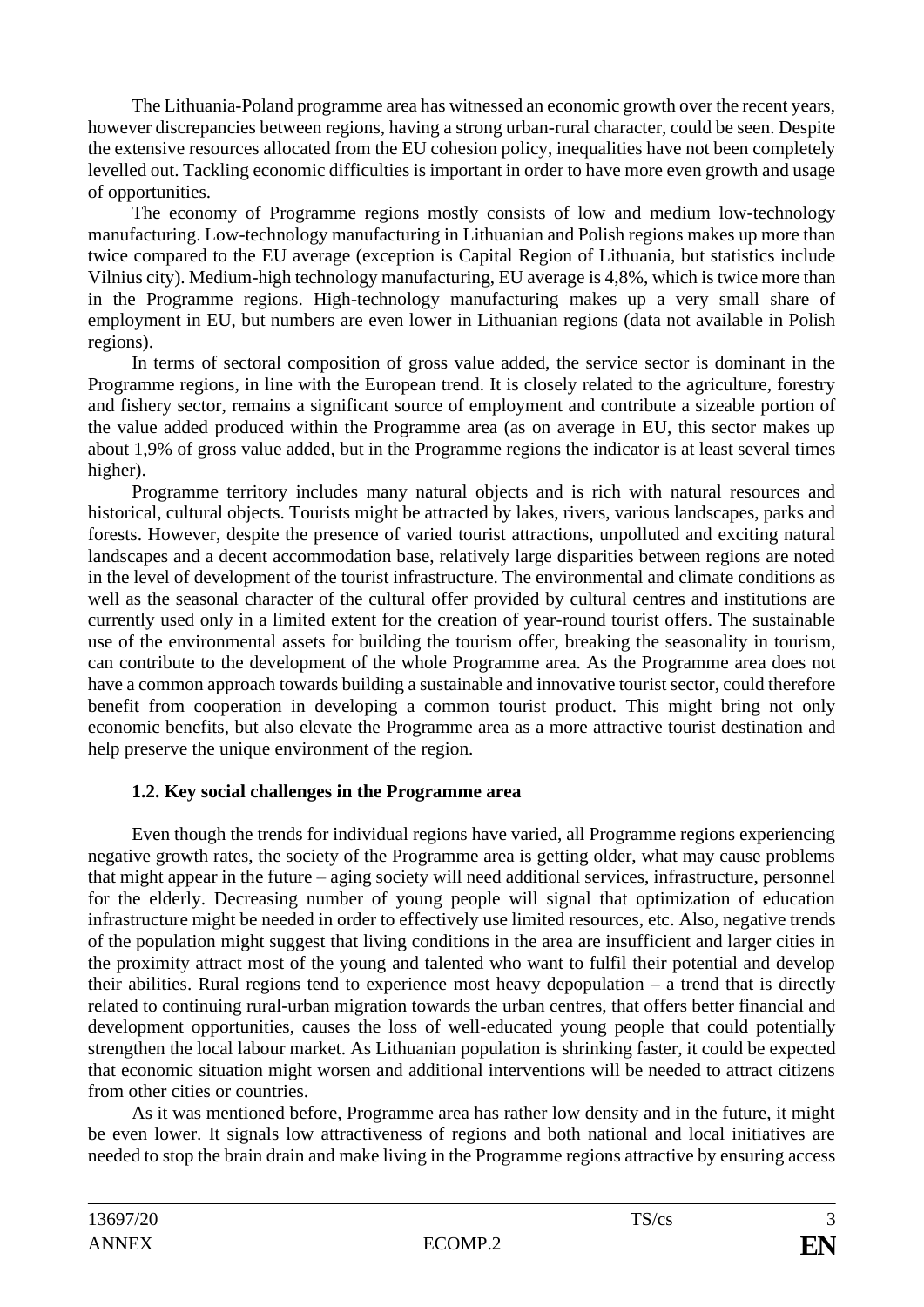The Lithuania-Poland programme area has witnessed an economic growth over the recent years, however discrepancies between regions, having a strong urban-rural character, could be seen. Despite the extensive resources allocated from the EU cohesion policy, inequalities have not been completely levelled out. Tackling economic difficulties is important in order to have more even growth and usage of opportunities.

The economy of Programme regions mostly consists of low and medium low-technology manufacturing. Low-technology manufacturing in Lithuanian and Polish regions makes up more than twice compared to the EU average (exception is Capital Region of Lithuania, but statistics include Vilnius city). Medium-high technology manufacturing, EU average is 4,8%, which is twice more than in the Programme regions. High-technology manufacturing makes up a very small share of employment in EU, but numbers are even lower in Lithuanian regions (data not available in Polish regions).

In terms of sectoral composition of gross value added, the service sector is dominant in the Programme regions, in line with the European trend. It is closely related to the agriculture, forestry and fishery sector, remains a significant source of employment and contribute a sizeable portion of the value added produced within the Programme area (as on average in EU, this sector makes up about 1,9% of gross value added, but in the Programme regions the indicator is at least several times higher).

Programme territory includes many natural objects and is rich with natural resources and historical, cultural objects. Tourists might be attracted by lakes, rivers, various landscapes, parks and forests. However, despite the presence of varied tourist attractions, unpolluted and exciting natural landscapes and a decent accommodation base, relatively large disparities between regions are noted in the level of development of the tourist infrastructure. The environmental and climate conditions as well as the seasonal character of the cultural offer provided by cultural centres and institutions are currently used only in a limited extent for the creation of year-round tourist offers. The sustainable use of the environmental assets for building the tourism offer, breaking the seasonality in tourism, can contribute to the development of the whole Programme area. As the Programme area does not have a common approach towards building a sustainable and innovative tourist sector, could therefore benefit from cooperation in developing a common tourist product. This might bring not only economic benefits, but also elevate the Programme area as a more attractive tourist destination and help preserve the unique environment of the region.

### 1.2. Key social challenges in the Programme area

Even though the trends for individual regions have varied, all Programme regions experiencing negative growth rates, the society of the Programme area is getting older, what may cause problems that might appear in the future – aging society will need additional services, infrastructure, personnel for the elderly. Decreasing number of young people will signal that optimization of education infrastructure might be needed in order to effectively use limited resources, etc. Also, negative trends of the population might suggest that living conditions in the area are insufficient and larger cities in the proximity attract most of the young and talented who want to fulfil their potential and develop their abilities. Rural regions tend to experience most heavy depopulation – a trend that is directly related to continuing rural-urban migration towards the urban centres, that offers better financial and development opportunities, causes the loss of well-educated young people that could potentially strengthen the local labour market. As Lithuanian population is shrinking faster, it could be expected that economic situation might worsen and additional interventions will be needed to attract citizens from other cities or countries.

As it was mentioned before, Programme area has rather low density and in the future, it might be even lower. It signals low attractiveness of regions and both national and local initiatives are needed to stop the brain drain and make living in the Programme regions attractive by ensuring access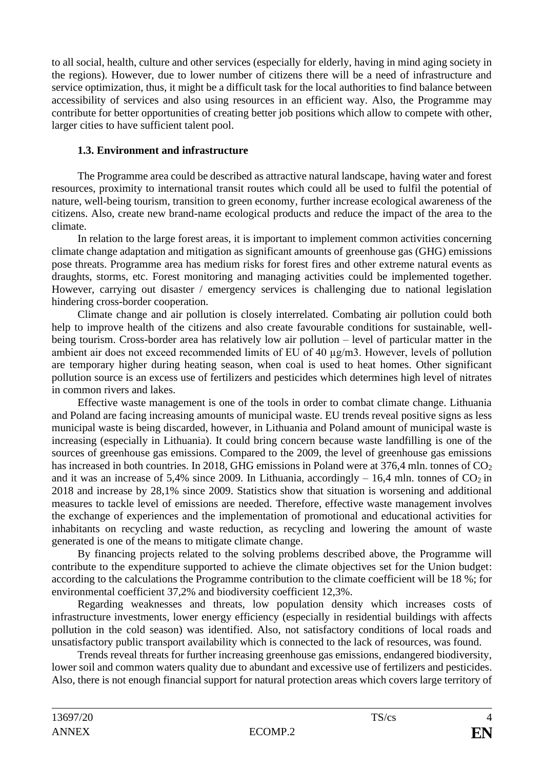to all social, health, culture and other services (especially for elderly, having in mind aging society in the regions). However, due to lower number of citizens there will be a need of infrastructure and service optimization, thus, it might be a difficult task for the local authorities to find balance between accessibility of services and also using resources in an efficient way. Also, the Programme may contribute for better opportunities of creating better job positions which allow to compete with other, larger cities to have sufficient talent pool.

### 1.3. Environment and infrastructure

The Programme area could be described as attractive natural landscape, having water and forest resources, proximity to international transit routes which could all be used to fulfil the potential of nature, well-being tourism, transition to green economy, further increase ecological awareness of the citizens. Also, create new brand-name ecological products and reduce the impact of the area to the climate.

In relation to the large forest areas, it is important to implement common activities concerning climate change adaptation and mitigation as significant amounts of greenhouse gas (GHG) emissions pose threats. Programme area has medium risks for forest fires and other extreme natural events as draughts, storms, etc. Forest monitoring and managing activities could be implemented together. However, carrying out disaster / emergency services is challenging due to national legislation hindering cross-border cooperation.

Climate change and air pollution is closely interrelated. Combating air pollution could both help to improve health of the citizens and also create favourable conditions for sustainable, well-being tourism. Cross-border area has relatively low air pollution – level of particular matter in the ambient air does not exceed recommended limits of EU of 40 μg/m3. However, levels of pollution are temporary higher during heating season, when coal is used to heat homes. Other significant pollution source is an excess use of fertilizers and pesticides which determines high level of nitrates in common rivers and lakes.

Effective waste management is one of the tools in order to combat climate change. Lithuania and Poland are facing increasing amounts of municipal waste. EU trends reveal positive signs as less municipal waste is being discarded, however, in Lithuania and Poland amount of municipal waste is increasing (especially in Lithuania). It could bring concern because waste landfilling is one of the sources of greenhouse gas emissions. Compared to the 2009, the level of greenhouse gas emissions has increased in both countries. In 2018, GHG emissions in Poland were at 376,4 mln. tonnes of $CO_2$ and it was an increase of 5,4% since 2009. In Lithuania, accordingly – 16,4 mln. tonnes of $CO_2$ in 2018 and increase by 28,1% since 2009. Statistics show that situation is worsening and additional measures to tackle level of emissions are needed. Therefore, effective waste management involves the exchange of experiences and the implementation of promotional and educational activities for inhabitants on recycling and waste reduction, as recycling and lowering the amount of waste generated is one of the means to mitigate climate change.

By financing projects related to the solving problems described above, the Programme will contribute to the expenditure supported to achieve the climate objectives set for the Union budget: according to the calculations the Programme contribution to the climate coefficient will be 18 %; for environmental coefficient 37,2% and biodiversity coefficient 12,3%.

Regarding weaknesses and threats, low population density which increases costs of infrastructure investments, lower energy efficiency (especially in residential buildings with affects pollution in the cold season) was identified. Also, not satisfactory conditions of local roads and unsatisfactory public transport availability which is connected to the lack of resources, was found.

Trends reveal threats for further increasing greenhouse gas emissions, endangered biodiversity, lower soil and common waters quality due to abundant and excessive use of fertilizers and pesticides. Also, there is not enough financial support for natural protection areas which covers large territory of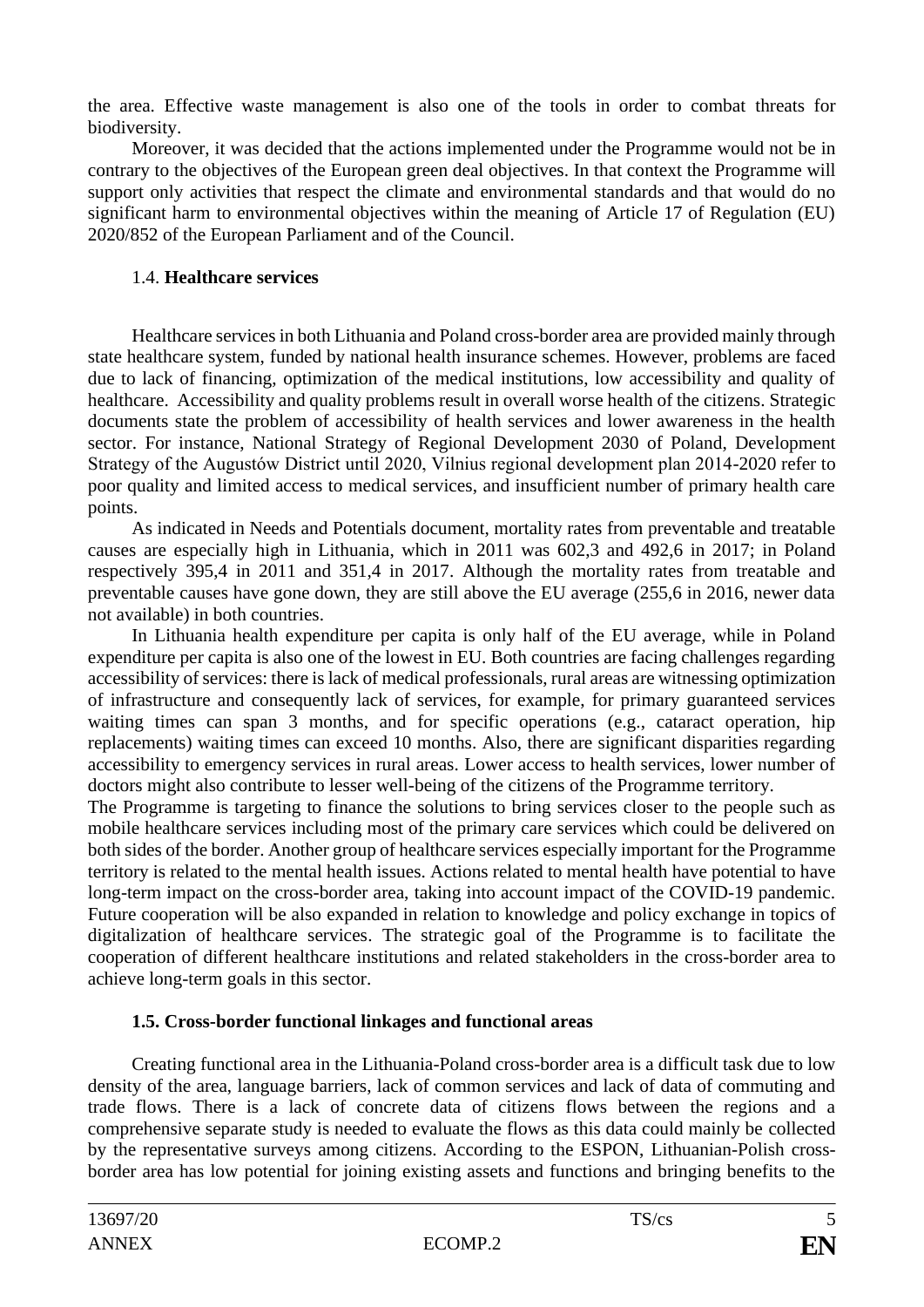the area. Effective waste management is also one of the tools in order to combat threats for biodiversity.

Moreover, it was decided that the actions implemented under the Programme would not be in contrary to the objectives of the European green deal objectives. In that context the Programme will support only activities that respect the climate and environmental standards and that would do no significant harm to environmental objectives within the meaning of Article 17 of Regulation (EU) 2020/852 of the European Parliament and of the Council.

### 1.4. **Healthcare services**

Healthcare services in both Lithuania and Poland cross-border area are provided mainly through state healthcare system, funded by national health insurance schemes. However, problems are faced due to lack of financing, optimization of the medical institutions, low accessibility and quality of healthcare. Accessibility and quality problems result in overall worse health of the citizens. Strategic documents state the problem of accessibility of health services and lower awareness in the health sector. For instance, National Strategy of Regional Development 2030 of Poland, Development Strategy of the Augustów District until 2020, Vilnius regional development plan 2014-2020 refer to poor quality and limited access to medical services, and insufficient number of primary health care points.

As indicated in Needs and Potentials document, mortality rates from preventable and treatable causes are especially high in Lithuania, which in 2011 was 602,3 and 492,6 in 2017; in Poland respectively 395,4 in 2011 and 351,4 in 2017. Although the mortality rates from treatable and preventable causes have gone down, they are still above the EU average (255,6 in 2016, newer data not available) in both countries.

In Lithuania health expenditure per capita is only half of the EU average, while in Poland expenditure per capita is also one of the lowest in EU. Both countries are facing challenges regarding accessibility of services: there is lack of medical professionals, rural areas are witnessing optimization of infrastructure and consequently lack of services, for example, for primary guaranteed services waiting times can span 3 months, and for specific operations (e.g., cataract operation, hip replacements) waiting times can exceed 10 months. Also, there are significant disparities regarding accessibility to emergency services in rural areas. Lower access to health services, lower number of doctors might also contribute to lesser well-being of the citizens of the Programme territory.

The Programme is targeting to finance the solutions to bring services closer to the people such as mobile healthcare services including most of the primary care services which could be delivered on both sides of the border. Another group of healthcare services especially important for the Programme territory is related to the mental health issues. Actions related to mental health have potential to have long-term impact on the cross-border area, taking into account impact of the COVID-19 pandemic. Future cooperation will be also expanded in relation to knowledge and policy exchange in topics of digitalization of healthcare services. The strategic goal of the Programme is to facilitate the cooperation of different healthcare institutions and related stakeholders in the cross-border area to achieve long-term goals in this sector.

### **1.5. Cross-border functional linkages and functional areas**

Creating functional area in the Lithuania-Poland cross-border area is a difficult task due to low density of the area, language barriers, lack of common services and lack of data of commuting and trade flows. There is a lack of concrete data of citizens flows between the regions and a comprehensive separate study is needed to evaluate the flows as this data could mainly be collected by the representative surveys among citizens. According to the ESPON, Lithuanian-Polish cross-border area has low potential for joining existing assets and functions and bringing benefits to the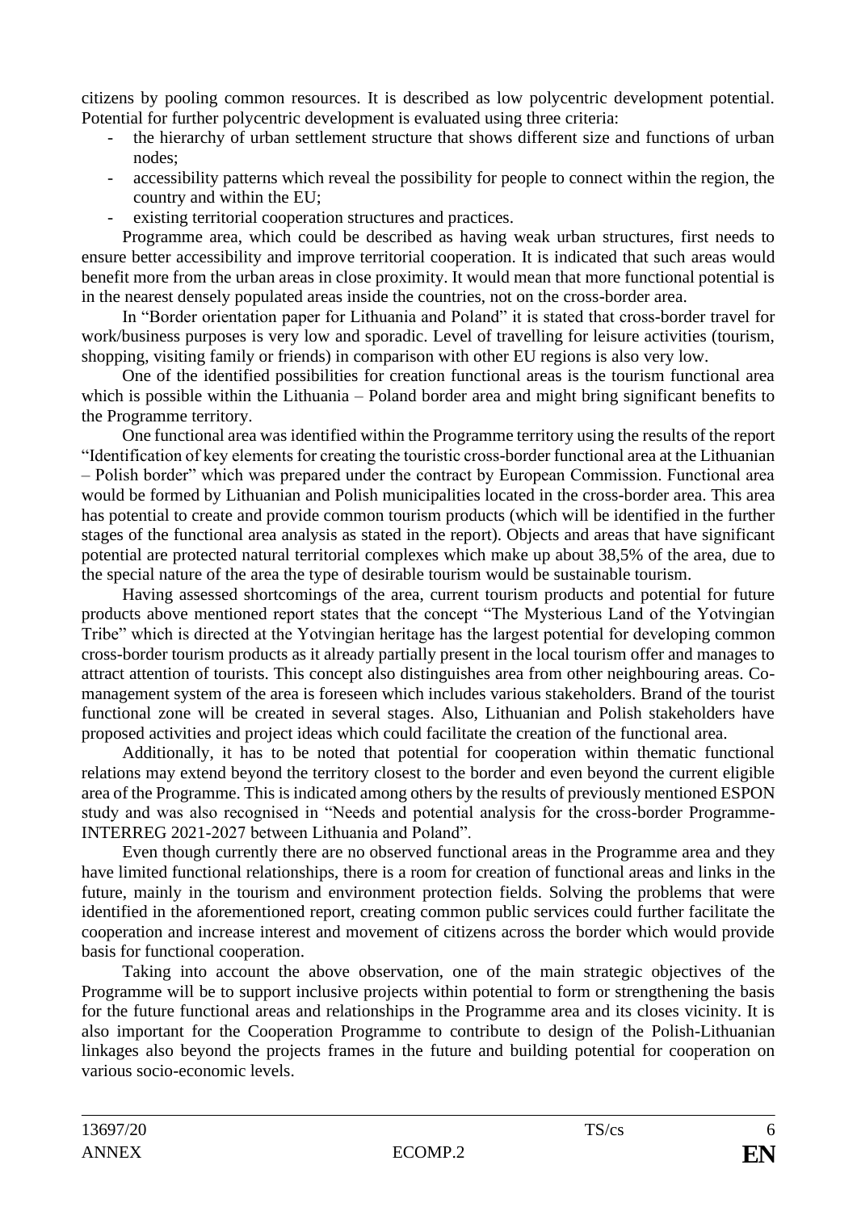citizens by pooling common resources. It is described as low polycentric development potential. Potential for further polycentric development is evaluated using three criteria:

- the hierarchy of urban settlement structure that shows different size and functions of urban nodes;
- accessibility patterns which reveal the possibility for people to connect within the region, the country and within the EU;
- existing territorial cooperation structures and practices.

Programme area, which could be described as having weak urban structures, first needs to ensure better accessibility and improve territorial cooperation. It is indicated that such areas would benefit more from the urban areas in close proximity. It would mean that more functional potential is in the nearest densely populated areas inside the countries, not on the cross-border area.

In "Border orientation paper for Lithuania and Poland" it is stated that cross-border travel for work/business purposes is very low and sporadic. Level of travelling for leisure activities (tourism, shopping, visiting family or friends) in comparison with other EU regions is also very low.

One of the identified possibilities for creation functional areas is the tourism functional area which is possible within the Lithuania – Poland border area and might bring significant benefits to the Programme territory.

One functional area was identified within the Programme territory using the results of the report "Identification of key elements for creating the touristic cross-border functional area at the Lithuanian – Polish border" which was prepared under the contract by European Commission. Functional area would be formed by Lithuanian and Polish municipalities located in the cross-border area. This area has potential to create and provide common tourism products (which will be identified in the further stages of the functional area analysis as stated in the report). Objects and areas that have significant potential are protected natural territorial complexes which make up about 38,5% of the area, due to the special nature of the area the type of desirable tourism would be sustainable tourism.

Having assessed shortcomings of the area, current tourism products and potential for future products above mentioned report states that the concept "The Mysterious Land of the Yotvingian Tribe" which is directed at the Yotvingian heritage has the largest potential for developing common cross-border tourism products as it already partially present in the local tourism offer and manages to attract attention of tourists. This concept also distinguishes area from other neighbouring areas. Co-management system of the area is foreseen which includes various stakeholders. Brand of the tourist functional zone will be created in several stages. Also, Lithuanian and Polish stakeholders have proposed activities and project ideas which could facilitate the creation of the functional area.

Additionally, it has to be noted that potential for cooperation within thematic functional relations may extend beyond the territory closest to the border and even beyond the current eligible area of the Programme. This is indicated among others by the results of previously mentioned ESPON study and was also recognised in "Needs and potential analysis for the cross-border Programme-INTERREG 2021-2027 between Lithuania and Poland".

Even though currently there are no observed functional areas in the Programme area and they have limited functional relationships, there is a room for creation of functional areas and links in the future, mainly in the tourism and environment protection fields. Solving the problems that were identified in the aforementioned report, creating common public services could further facilitate the cooperation and increase interest and movement of citizens across the border which would provide basis for functional cooperation.

Taking into account the above observation, one of the main strategic objectives of the Programme will be to support inclusive projects within potential to form or strengthening the basis for the future functional areas and relationships in the Programme area and its closes vicinity. It is also important for the Cooperation Programme to contribute to design of the Polish-Lithuanian linkages also beyond the projects frames in the future and building potential for cooperation on various socio-economic levels.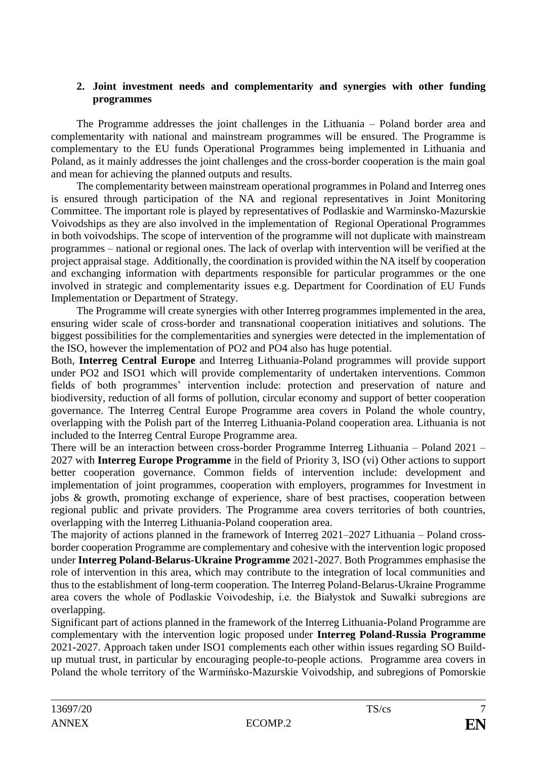## 2. Joint investment needs and complementarity and synergies with other funding programmes

The Programme addresses the joint challenges in the Lithuania – Poland border area and complementarity with national and mainstream programmes will be ensured. The Programme is complementary to the EU funds Operational Programmes being implemented in Lithuania and Poland, as it mainly addresses the joint challenges and the cross-border cooperation is the main goal and mean for achieving the planned outputs and results.

The complementarity between mainstream operational programmes in Poland and Interreg ones is ensured through participation of the NA and regional representatives in Joint Monitoring Committee. The important role is played by representatives of Podlaskie and Warminsko-Mazurskie Voivodships as they are also involved in the implementation of Regional Operational Programmes in both voivodships. The scope of intervention of the programme will not duplicate with mainstream programmes – national or regional ones. The lack of overlap with intervention will be verified at the project appraisal stage. Additionally, the coordination is provided within the NA itself by cooperation and exchanging information with departments responsible for particular programmes or the one involved in strategic and complementarity issues e.g. Department for Coordination of EU Funds Implementation or Department of Strategy.

The Programme will create synergies with other Interreg programmes implemented in the area, ensuring wider scale of cross-border and transnational cooperation initiatives and solutions. The biggest possibilities for the complementarities and synergies were detected in the implementation of the ISO, however the implementation of PO2 and PO4 also has huge potential.

Both, **Interreg Central Europe** and Interreg Lithuania-Poland programmes will provide support under PO2 and ISO1 which will provide complementarity of undertaken interventions. Common fields of both programmes' intervention include: protection and preservation of nature and biodiversity, reduction of all forms of pollution, circular economy and support of better cooperation governance. The Interreg Central Europe Programme area covers in Poland the whole country, overlapping with the Polish part of the Interreg Lithuania-Poland cooperation area. Lithuania is not included to the Interreg Central Europe Programme area.

There will be an interaction between cross-border Programme Interreg Lithuania – Poland 2021 – 2027 with **Interreg Europe Programme** in the field of Priority 3, ISO (vi) Other actions to support better cooperation governance. Common fields of intervention include: development and implementation of joint programmes, cooperation with employers, programmes for Investment in jobs & growth, promoting exchange of experience, share of best practises, cooperation between regional public and private providers. The Programme area covers territories of both countries, overlapping with the Interreg Lithuania-Poland cooperation area.

The majority of actions planned in the framework of Interreg 2021–2027 Lithuania – Poland cross-border cooperation Programme are complementary and cohesive with the intervention logic proposed under **Interreg Poland-Belarus-Ukraine Programme** 2021-2027. Both Programmes emphasise the role of intervention in this area, which may contribute to the integration of local communities and thus to the establishment of long-term cooperation. The Interreg Poland-Belarus-Ukraine Programme area covers the whole of Podlaskie Voivodeship, i.e. the Białystok and Suwałki subregions are overlapping.

Significant part of actions planned in the framework of the Interreg Lithuania-Poland Programme are complementary with the intervention logic proposed under **Interreg Poland-Russia Programme** 2021-2027. Approach taken under ISO1 complements each other within issues regarding SO Build-up mutual trust, in particular by encouraging people-to-people actions. Programme area covers in Poland the whole territory of the Warmińsko-Mazurskie Voivodship, and subregions of Pomorskie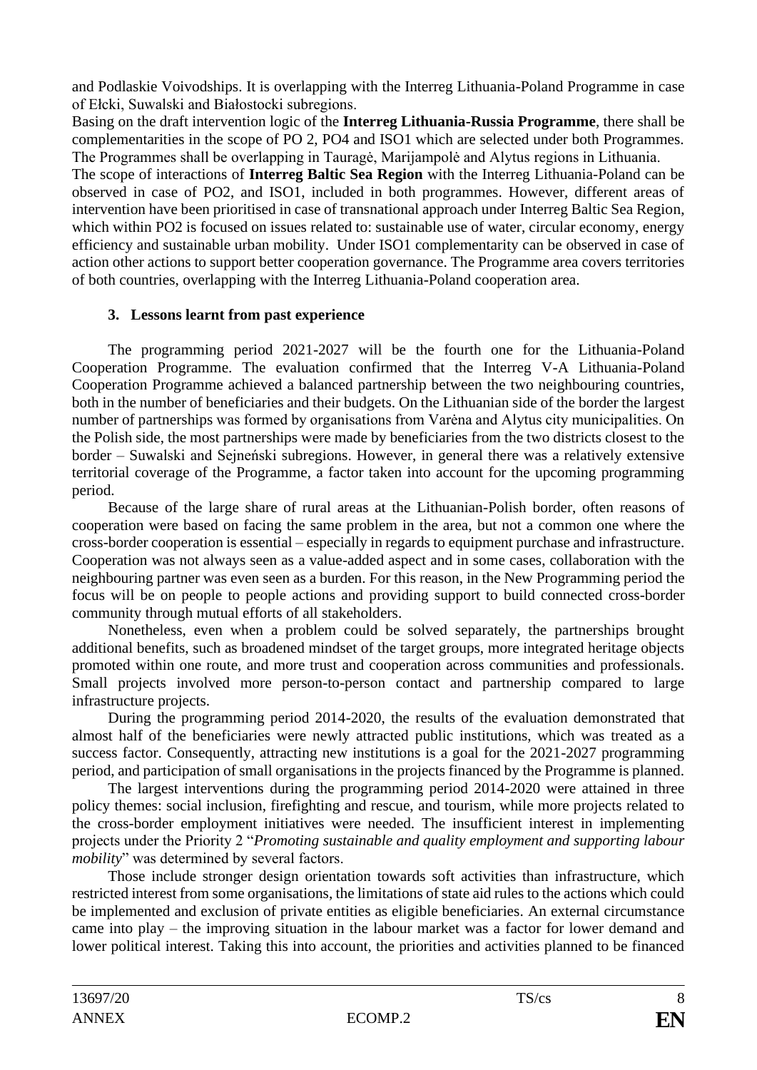and Podlaskie Voivodships. It is overlapping with the Interreg Lithuania-Poland Programme in case of Ełcki, Suwalski and Białostocki subregions.

Basing on the draft intervention logic of the **Interreg Lithuania-Russia Programme**, there shall be complementarities in the scope of PO 2, PO4 and ISO1 which are selected under both Programmes. The Programmes shall be overlapping in Tauragė, Marijampolė and Alytus regions in Lithuania.

The scope of interactions of **Interreg Baltic Sea Region** with the Interreg Lithuania-Poland can be observed in case of PO2, and ISO1, included in both programmes. However, different areas of intervention have been prioritised in case of transnational approach under Interreg Baltic Sea Region, which within PO2 is focused on issues related to: sustainable use of water, circular economy, energy efficiency and sustainable urban mobility. Under ISO1 complementarity can be observed in case of action other actions to support better cooperation governance. The Programme area covers territories of both countries, overlapping with the Interreg Lithuania-Poland cooperation area.

## 3. Lessons learnt from past experience

The programming period 2021-2027 will be the fourth one for the Lithuania-Poland Cooperation Programme. The evaluation confirmed that the Interreg V-A Lithuania-Poland Cooperation Programme achieved a balanced partnership between the two neighbouring countries, both in the number of beneficiaries and their budgets. On the Lithuanian side of the border the largest number of partnerships was formed by organisations from Varėna and Alytus city municipalities. On the Polish side, the most partnerships were made by beneficiaries from the two districts closest to the border – Suwalski and Sejneński subregions. However, in general there was a relatively extensive territorial coverage of the Programme, a factor taken into account for the upcoming programming period.

Because of the large share of rural areas at the Lithuanian-Polish border, often reasons of cooperation were based on facing the same problem in the area, but not a common one where the cross-border cooperation is essential – especially in regards to equipment purchase and infrastructure. Cooperation was not always seen as a value-added aspect and in some cases, collaboration with the neighbouring partner was even seen as a burden. For this reason, in the New Programming period the focus will be on people to people actions and providing support to build connected cross-border community through mutual efforts of all stakeholders.

Nonetheless, even when a problem could be solved separately, the partnerships brought additional benefits, such as broadened mindset of the target groups, more integrated heritage objects promoted within one route, and more trust and cooperation across communities and professionals. Small projects involved more person-to-person contact and partnership compared to large infrastructure projects.

During the programming period 2014-2020, the results of the evaluation demonstrated that almost half of the beneficiaries were newly attracted public institutions, which was treated as a success factor. Consequently, attracting new institutions is a goal for the 2021-2027 programming period, and participation of small organisations in the projects financed by the Programme is planned.

The largest interventions during the programming period 2014-2020 were attained in three policy themes: social inclusion, firefighting and rescue, and tourism, while more projects related to the cross-border employment initiatives were needed. The insufficient interest in implementing projects under the Priority 2 "*Promoting sustainable and quality employment and supporting labour mobility*" was determined by several factors.

Those include stronger design orientation towards soft activities than infrastructure, which restricted interest from some organisations, the limitations of state aid rules to the actions which could be implemented and exclusion of private entities as eligible beneficiaries. An external circumstance came into play – the improving situation in the labour market was a factor for lower demand and lower political interest. Taking this into account, the priorities and activities planned to be financed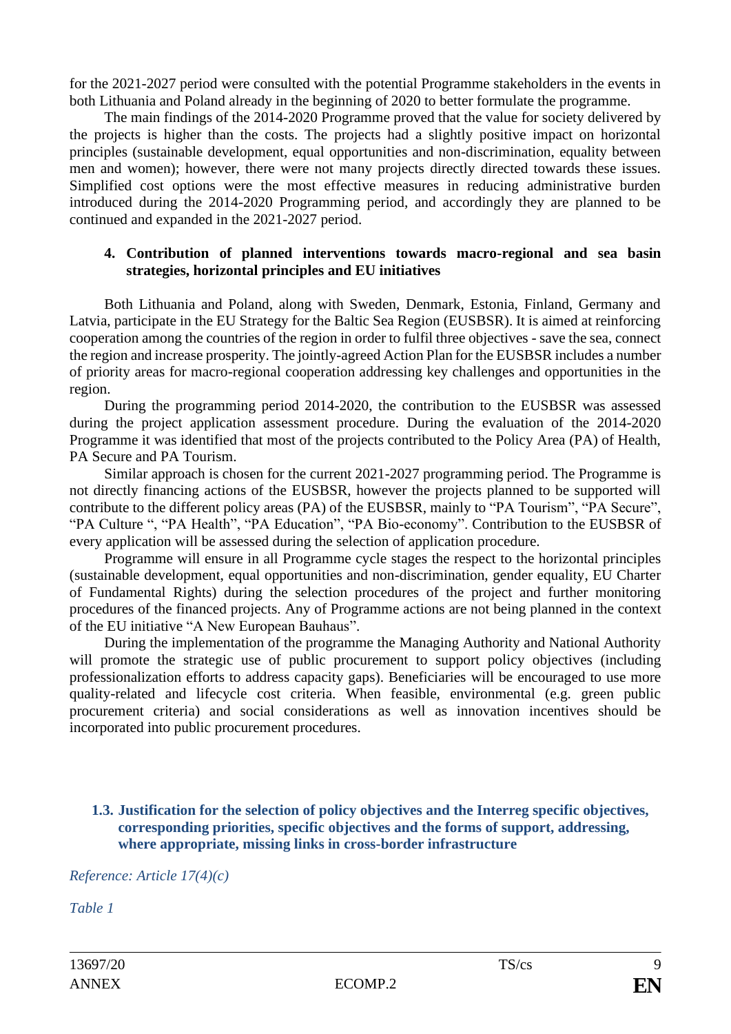for the 2021-2027 period were consulted with the potential Programme stakeholders in the events in both Lithuania and Poland already in the beginning of 2020 to better formulate the programme.

The main findings of the 2014-2020 Programme proved that the value for society delivered by the projects is higher than the costs. The projects had a slightly positive impact on horizontal principles (sustainable development, equal opportunities and non-discrimination, equality between men and women); however, there were not many projects directly directed towards these issues. Simplified cost options were the most effective measures in reducing administrative burden introduced during the 2014-2020 Programming period, and accordingly they are planned to be continued and expanded in the 2021-2027 period.

**4. Contribution of planned interventions towards macro-regional and sea basin strategies, horizontal principles and EU initiatives**

Both Lithuania and Poland, along with Sweden, Denmark, Estonia, Finland, Germany and Latvia, participate in the EU Strategy for the Baltic Sea Region (EUSBSR). It is aimed at reinforcing cooperation among the countries of the region in order to fulfil three objectives - save the sea, connect the region and increase prosperity. The jointly-agreed Action Plan for the EUSBSR includes a number of priority areas for macro-regional cooperation addressing key challenges and opportunities in the region.

During the programming period 2014-2020, the contribution to the EUSBSR was assessed during the project application assessment procedure. During the evaluation of the 2014-2020 Programme it was identified that most of the projects contributed to the Policy Area (PA) of Health, PA Secure and PA Tourism.

Similar approach is chosen for the current 2021-2027 programming period. The Programme is not directly financing actions of the EUSBSR, however the projects planned to be supported will contribute to the different policy areas (PA) of the EUSBSR, mainly to "PA Tourism", "PA Secure", "PA Culture ", "PA Health", "PA Education", "PA Bio-economy". Contribution to the EUSBSR of every application will be assessed during the selection of application procedure.

Programme will ensure in all Programme cycle stages the respect to the horizontal principles (sustainable development, equal opportunities and non-discrimination, gender equality, EU Charter of Fundamental Rights) during the selection procedures of the project and further monitoring procedures of the financed projects. Any of Programme actions are not being planned in the context of the EU initiative "A New European Bauhaus".

During the implementation of the programme the Managing Authority and National Authority will promote the strategic use of public procurement to support policy objectives (including professionalization efforts to address capacity gaps). Beneficiaries will be encouraged to use more quality-related and lifecycle cost criteria. When feasible, environmental (e.g. green public procurement criteria) and social considerations as well as innovation incentives should be incorporated into public procurement procedures.

### 1.3. Justification for the selection of policy objectives and the Interreg specific objectives, corresponding priorities, specific objectives and the forms of support, addressing, where appropriate, missing links in cross-border infrastructure

*Reference: Article 17(4)(c)*

*Table 1*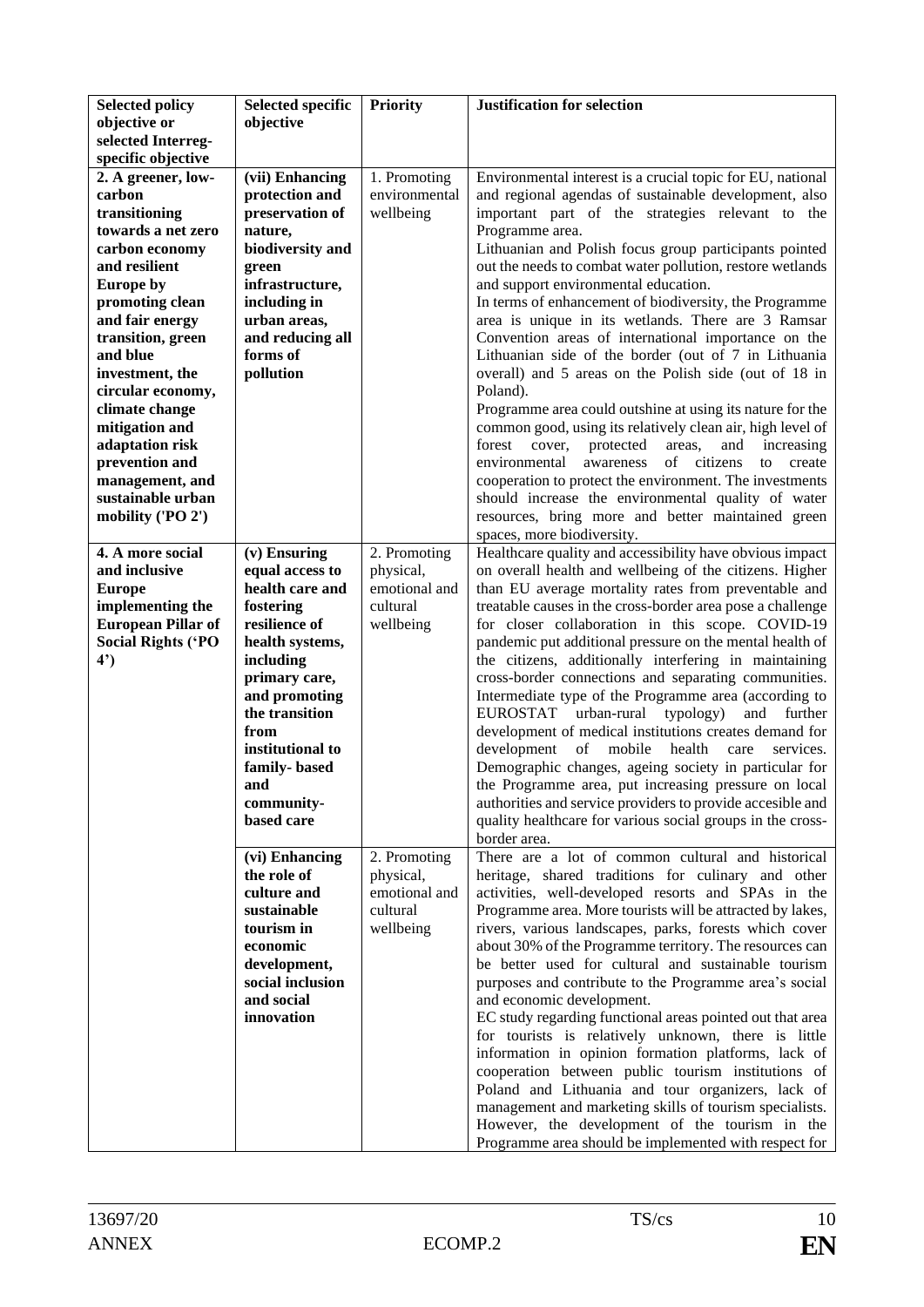| Selected policy objective or selected Interreg-specific objective | Selected specific objective | Priority | Justification for selection |
|---|---|---|---|
| **2. A greener, low-carbon transitioning towards a net zero carbon economy and resilient Europe by promoting clean and fair energy transition, green and blue investment, the circular economy, climate change mitigation and adaptation risk prevention and management, and sustainable urban mobility ('PO 2')** | **(vii) Enhancing protection and preservation of nature, biodiversity and green infrastructure, including in urban areas, and reducing all forms of pollution** | 1. Promoting environmental wellbeing | Environmental interest is a crucial topic for EU, national and regional agendas of sustainable development, also important part of the strategies relevant to the Programme area. Lithuanian and Polish focus group participants pointed out the needs to combat water pollution, restore wetlands and support environmental education. In terms of enhancement of biodiversity, the Programme area is unique in its wetlands. There are 3 Ramsar Convention areas of international importance on the Lithuanian side of the border (out of 7 in Lithuania overall) and 5 areas on the Polish side (out of 18 in Poland). Programme area could outshine at using its nature for the common good, using its relatively clean air, high level of forest cover, protected areas, and increasing environmental awareness of citizens to create cooperation to protect the environment. The investments should increase the environmental quality of water resources, bring more and better maintained green spaces, more biodiversity. |
| **4. A more social and inclusive Europe implementing the European Pillar of Social Rights ('PO 4')** | **(v) Ensuring equal access to health care and fostering resilience of health systems, including primary care, and promoting the transition from institutional to family- based and community-based care** | 2. Promoting physical, emotional and cultural wellbeing | Healthcare quality and accessibility have obvious impact on overall health and wellbeing of the citizens. Higher than EU average mortality rates from preventable and treatable causes in the cross-border area pose a challenge for closer collaboration in this scope. COVID-19 pandemic put additional pressure on the mental health of the citizens, additionally interfering in maintaining cross-border connections and separating communities. Intermediate type of the Programme area (according to EUROSTAT urban-rural typology) and further development of medical institutions creates demand for development of mobile health care services. Demographic changes, ageing society in particular for the Programme area, put increasing pressure on local authorities and service providers to provide accesible and quality healthcare for various social groups in the cross-border area. |
| | **(vi) Enhancing the role of culture and sustainable tourism in economic development, social inclusion and social innovation** | 2. Promoting physical, emotional and cultural wellbeing | There are a lot of common cultural and historical heritage, shared traditions for culinary and other activities, well-developed resorts and SPAs in the Programme area. More tourists will be attracted by lakes, rivers, various landscapes, parks, forests which cover about 30% of the Programme territory. The resources can be better used for cultural and sustainable tourism purposes and contribute to the Programme area's social and economic development. EC study regarding functional areas pointed out that area for tourists is relatively unknown, there is little information in opinion formation platforms, lack of cooperation between public tourism institutions of Poland and Lithuania and tour organizers, lack of management and marketing skills of tourism specialists. However, the development of the tourism in the Programme area should be implemented with respect for |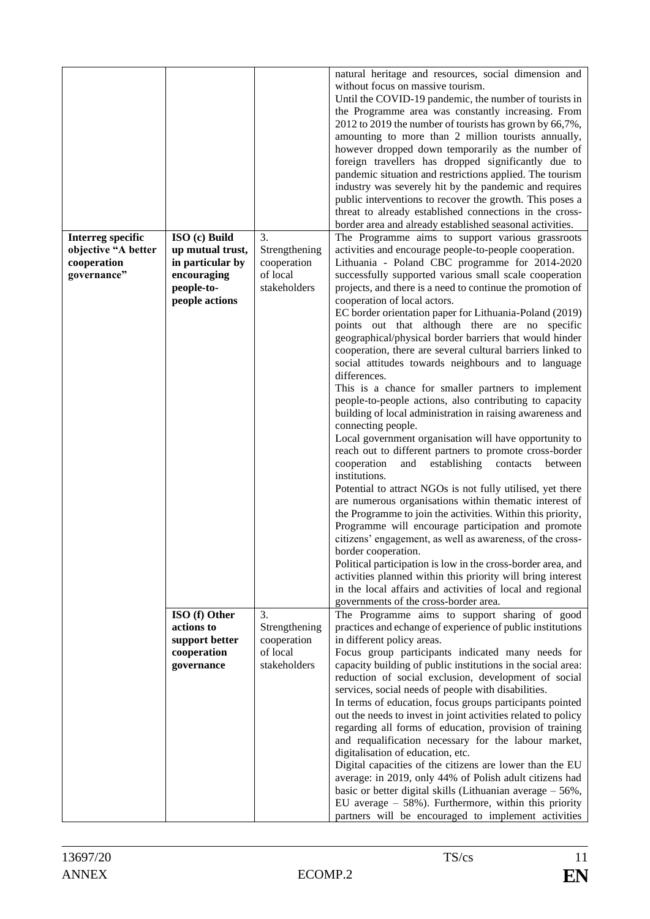|  |  |  |  |
|---|---|---|---|
|  |  |  | natural heritage and resources, social dimension and without focus on massive tourism.<br>Until the COVID-19 pandemic, the number of tourists in the Programme area was constantly increasing. From 2012 to 2019 the number of tourists has grown by 66,7%, amounting to more than 2 million tourists annually, however dropped down temporarily as the number of foreign travellers has dropped significantly due to pandemic situation and restrictions applied. The tourism industry was severely hit by the pandemic and requires public interventions to recover the growth. This poses a threat to already established connections in the cross-border area and already established seasonal activities. |
| **Interreg specific objective "A better cooperation governance"** | **ISO (c) Build up mutual trust, in particular by encouraging people-to-people actions** | 3. Strengthening cooperation of local stakeholders | The Programme aims to support various grassroots activities and encourage people-to-people cooperation.<br>Lithuania - Poland CBC programme for 2014-2020 successfully supported various small scale cooperation projects, and there is a need to continue the promotion of cooperation of local actors.<br>EC border orientation paper for Lithuania-Poland (2019) points out that although there are no specific geographical/physical border barriers that would hinder cooperation, there are several cultural barriers linked to social attitudes towards neighbours and to language differences.<br>This is a chance for smaller partners to implement people-to-people actions, also contributing to capacity building of local administration in raising awareness and connecting people.<br>Local government organisation will have opportunity to reach out to different partners to promote cross-border cooperation and establishing contacts between institutions.<br>Potential to attract NGOs is not fully utilised, yet there are numerous organisations within thematic interest of the Programme to join the activities. Within this priority, Programme will encourage participation and promote citizens' engagement, as well as awareness, of the cross-border cooperation.<br>Political participation is low in the cross-border area, and activities planned within this priority will bring interest in the local affairs and activities of local and regional governments of the cross-border area. |
|  | **ISO (f) Other actions to support better cooperation governance** | 3. Strengthening cooperation of local stakeholders | The Programme aims to support sharing of good practices and echange of experience of public institutions in different policy areas.<br>Focus group participants indicated many needs for capacity building of public institutions in the social area: reduction of social exclusion, development of social services, social needs of people with disabilities.<br>In terms of education, focus groups participants pointed out the needs to invest in joint activities related to policy regarding all forms of education, provision of training and requalification necessary for the labour market, digitalisation of education, etc.<br>Digital capacities of the citizens are lower than the EU average: in 2019, only 44% of Polish adult citizens had basic or better digital skills (Lithuanian average – 56%, EU average – 58%). Furthermore, within this priority partners will be encouraged to implement activities |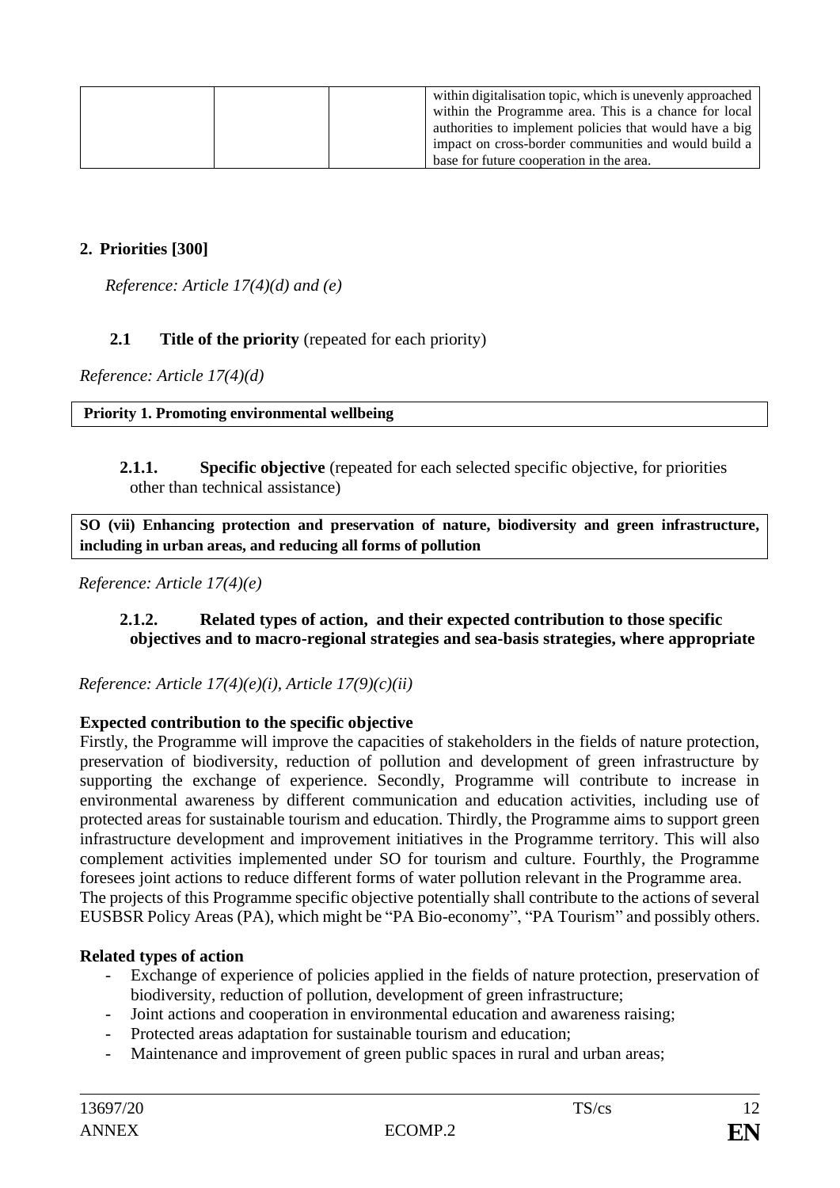| | | | within digitalisation topic, which is unevenly approached within the Programme area. This is a chance for local authorities to implement policies that would have a big impact on cross-border communities and would build a base for future cooperation in the area. |
|---|---|---|---|

## 2. Priorities [300]

*Reference: Article 17(4)(d) and (e)*

### 2.1 Title of the priority (repeated for each priority)

*Reference: Article 17(4)(d)*

| **Priority 1. Promoting environmental wellbeing** |
|---|

#### 2.1.1. Specific objective (repeated for each selected specific objective, for priorities other than technical assistance)

| **SO (vii) Enhancing protection and preservation of nature, biodiversity and green infrastructure, including in urban areas, and reducing all forms of pollution** |
|---|

*Reference: Article 17(4)(e)*

#### 2.1.2. Related types of action, and their expected contribution to those specific objectives and to macro-regional strategies and sea-basis strategies, where appropriate

*Reference: Article 17(4)(e)(i), Article 17(9)(c)(ii)*

**Expected contribution to the specific objective**

Firstly, the Programme will improve the capacities of stakeholders in the fields of nature protection, preservation of biodiversity, reduction of pollution and development of green infrastructure by supporting the exchange of experience. Secondly, Programme will contribute to increase in environmental awareness by different communication and education activities, including use of protected areas for sustainable tourism and education. Thirdly, the Programme aims to support green infrastructure development and improvement initiatives in the Programme territory. This will also complement activities implemented under SO for tourism and culture. Fourthly, the Programme foresees joint actions to reduce different forms of water pollution relevant in the Programme area.
The projects of this Programme specific objective potentially shall contribute to the actions of several EUSBSR Policy Areas (PA), which might be "PA Bio-economy", "PA Tourism" and possibly others.

**Related types of action**

- Exchange of experience of policies applied in the fields of nature protection, preservation of biodiversity, reduction of pollution, development of green infrastructure;
- Joint actions and cooperation in environmental education and awareness raising;
- Protected areas adaptation for sustainable tourism and education;
- Maintenance and improvement of green public spaces in rural and urban areas;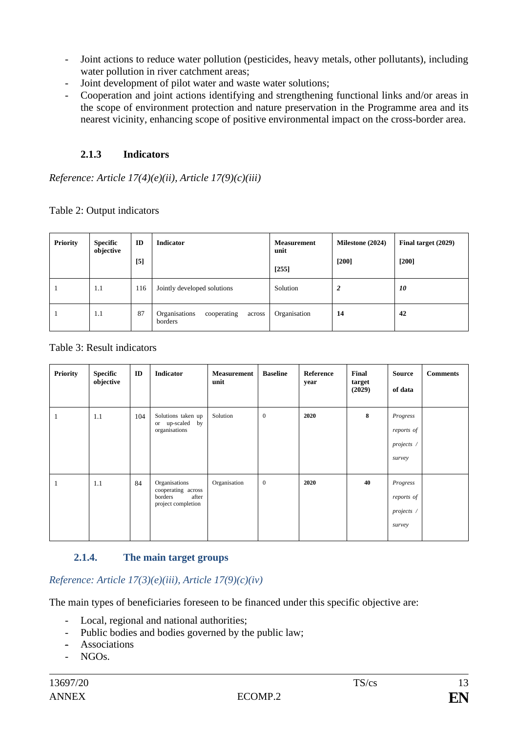- Joint actions to reduce water pollution (pesticides, heavy metals, other pollutants), including water pollution in river catchment areas;
- Joint development of pilot water and waste water solutions;
- Cooperation and joint actions identifying and strengthening functional links and/or areas in the scope of environment protection and nature preservation in the Programme area and its nearest vicinity, enhancing scope of positive environmental impact on the cross-border area.

### 2.1.3 Indicators

*Reference: Article 17(4)(e)(ii), Article 17(9)(c)(iii)*

Table 2: Output indicators

| **Priority** | **Specific objective** | **ID** [5] | **Indicator** | **Measurement unit** [255] | **Milestone (2024)** [200] | **Final target (2029)** [200] |
|---|---|---|---|---|---|---|
| 1 | 1.1 | 116 | Jointly developed solutions | Solution | ***2*** | ***10*** |
| 1 | 1.1 | 87 | Organisations cooperating across borders | Organisation | **14** | **42** |

Table 3: Result indicators

| **Priority** | **Specific objective** | **ID** | **Indicator** | **Measurement unit** | **Baseline** | **Reference year** | **Final target (2029)** | **Source of data** | **Comments** |
|---|---|---|---|---|---|---|---|---|---|
| 1 | 1.1 | 104 | Solutions taken up or up-scaled by organisations | Solution | 0 | **2020** | **8** | *Progress reports of projects / survey* | |
| 1 | 1.1 | 84 | Organisations cooperating across borders after project completion | Organisation | 0 | **2020** | **40** | *Progress reports of projects / survey* | |

### 2.1.4. The main target groups

*Reference: Article 17(3)(e)(iii), Article 17(9)(c)(iv)*

The main types of beneficiaries foreseen to be financed under this specific objective are:

- Local, regional and national authorities;
- Public bodies and bodies governed by the public law;
- Associations
- NGOs.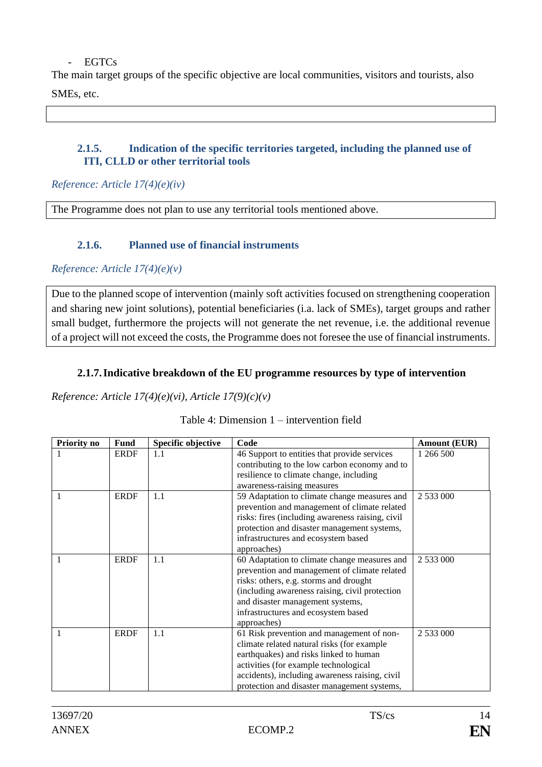- EGTCs

The main target groups of the specific objective are local communities, visitors and tourists, also SMEs, etc.

### 2.1.5. Indication of the specific territories targeted, including the planned use of ITI, CLLD or other territorial tools

*Reference: Article 17(4)(e)(iv)*

The Programme does not plan to use any territorial tools mentioned above.

### 2.1.6. Planned use of financial instruments

*Reference: Article 17(4)(e)(v)*

Due to the planned scope of intervention (mainly soft activities focused on strengthening cooperation and sharing new joint solutions), potential beneficiaries (i.a. lack of SMEs), target groups and rather small budget, furthermore the projects will not generate the net revenue, i.e. the additional revenue of a project will not exceed the costs, the Programme does not foresee the use of financial instruments.

### 2.1.7. Indicative breakdown of the EU programme resources by type of intervention

*Reference: Article 17(4)(e)(vi), Article 17(9)(c)(v)*

Table 4: Dimension 1 – intervention field

| Priority no | Fund | Specific objective | Code | Amount (EUR) |
|---|---|---|---|---|
| 1 | ERDF | 1.1 | 46 Support to entities that provide services contributing to the low carbon economy and to resilience to climate change, including awareness-raising measures | 1 266 500 |
| 1 | ERDF | 1.1 | 59 Adaptation to climate change measures and prevention and management of climate related risks: fires (including awareness raising, civil protection and disaster management systems, infrastructures and ecosystem based approaches) | 2 533 000 |
| 1 | ERDF | 1.1 | 60 Adaptation to climate change measures and prevention and management of climate related risks: others, e.g. storms and drought (including awareness raising, civil protection and disaster management systems, infrastructures and ecosystem based approaches) | 2 533 000 |
| 1 | ERDF | 1.1 | 61 Risk prevention and management of non-climate related natural risks (for example earthquakes) and risks linked to human activities (for example technological accidents), including awareness raising, civil protection and disaster management systems, | 2 533 000 |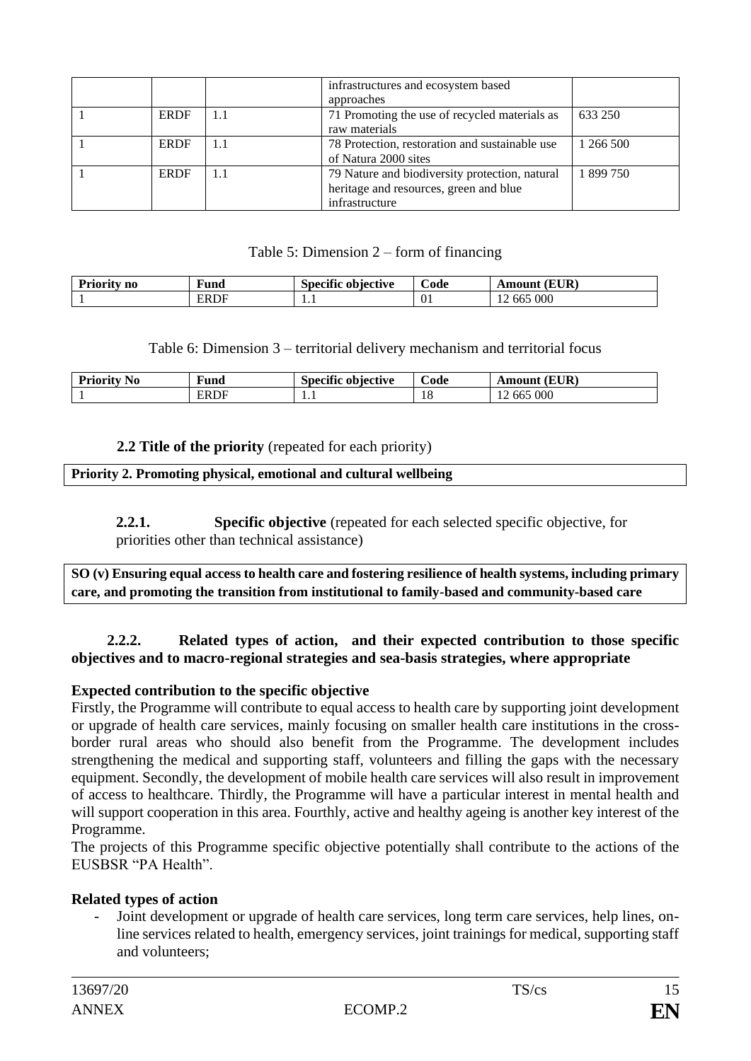|  |  |  | infrastructures and ecosystem based approaches |  |
|---|---|---|---|---|
| 1 | ERDF | 1.1 | 71 Promoting the use of recycled materials as raw materials | 633 250 |
| 1 | ERDF | 1.1 | 78 Protection, restoration and sustainable use of Natura 2000 sites | 1 266 500 |
| 1 | ERDF | 1.1 | 79 Nature and biodiversity protection, natural heritage and resources, green and blue infrastructure | 1 899 750 |

Table 5: Dimension 2 – form of financing

| Priority no | Fund | Specific objective | Code | Amount (EUR) |
|---|---|---|---|---|
| 1 | ERDF | 1.1 | 01 | 12 665 000 |

Table 6: Dimension 3 – territorial delivery mechanism and territorial focus

| Priority No | Fund | Specific objective | Code | Amount (EUR) |
|---|---|---|---|---|
| 1 | ERDF | 1.1 | 18 | 12 665 000 |

### 2.2 Title of the priority (repeated for each priority)

**Priority 2. Promoting physical, emotional and cultural wellbeing**

#### 2.2.1. Specific objective (repeated for each selected specific objective, for priorities other than technical assistance)

**SO (v) Ensuring equal access to health care and fostering resilience of health systems, including primary care, and promoting the transition from institutional to family-based and community-based care**

#### 2.2.2. Related types of action, and their expected contribution to those specific objectives and to macro-regional strategies and sea-basis strategies, where appropriate

**Expected contribution to the specific objective**

Firstly, the Programme will contribute to equal access to health care by supporting joint development or upgrade of health care services, mainly focusing on smaller health care institutions in the cross-border rural areas who should also benefit from the Programme. The development includes strengthening the medical and supporting staff, volunteers and filling the gaps with the necessary equipment. Secondly, the development of mobile health care services will also result in improvement of access to healthcare. Thirdly, the Programme will have a particular interest in mental health and will support cooperation in this area. Fourthly, active and healthy ageing is another key interest of the Programme.

The projects of this Programme specific objective potentially shall contribute to the actions of the EUSBSR "PA Health".

**Related types of action**

- Joint development or upgrade of health care services, long term care services, help lines, on-line services related to health, emergency services, joint trainings for medical, supporting staff and volunteers;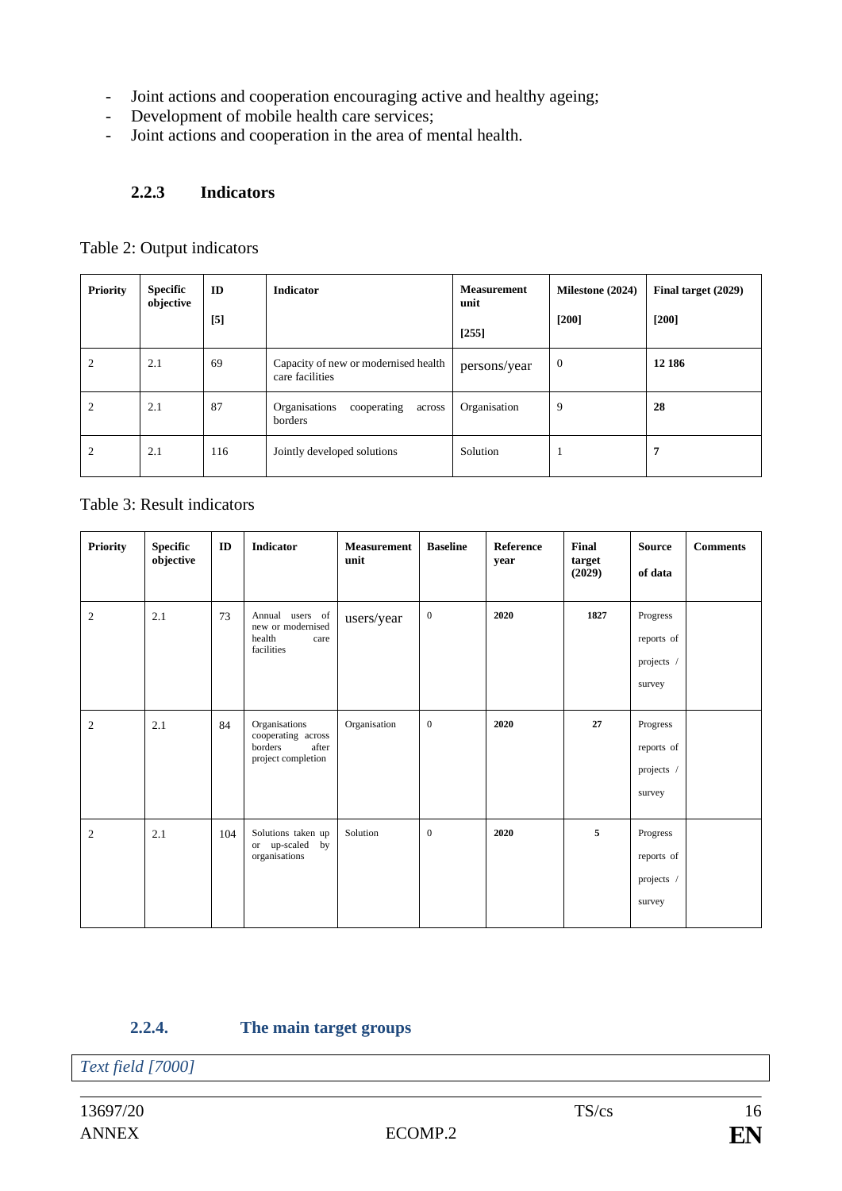- Joint actions and cooperation encouraging active and healthy ageing;
- Development of mobile health care services;
- Joint actions and cooperation in the area of mental health.

### 2.2.3 Indicators

Table 2: Output indicators

| Priority | Specific objective | ID<br>[5] | Indicator | Measurement unit<br>[255] | Milestone (2024)<br>[200] | Final target (2029)<br>[200] |
|---|---|---|---|---|---|---|
| 2 | 2.1 | 69 | Capacity of new or modernised health care facilities | persons/year | 0 | **12 186** |
| 2 | 2.1 | 87 | Organisations cooperating across borders | Organisation | 9 | **28** |
| 2 | 2.1 | 116 | Jointly developed solutions | Solution | 1 | **7** |

Table 3: Result indicators

| Priority | Specific objective | ID | Indicator | Measurement unit | Baseline | Reference year | Final target (2029) | Source of data | Comments |
|---|---|---|---|---|---|---|---|---|---|
| 2 | 2.1 | 73 | Annual users of new or modernised health care facilities | users/year | 0 | **2020** | **1827** | Progress reports of projects / survey | |
| 2 | 2.1 | 84 | Organisations cooperating across borders after project completion | Organisation | 0 | **2020** | **27** | Progress reports of projects / survey | |
| 2 | 2.1 | 104 | Solutions taken up or up-scaled by organisations | Solution | 0 | **2020** | **5** | Progress reports of projects / survey | |

### 2.2.4. The main target groups

*Text field [7000]*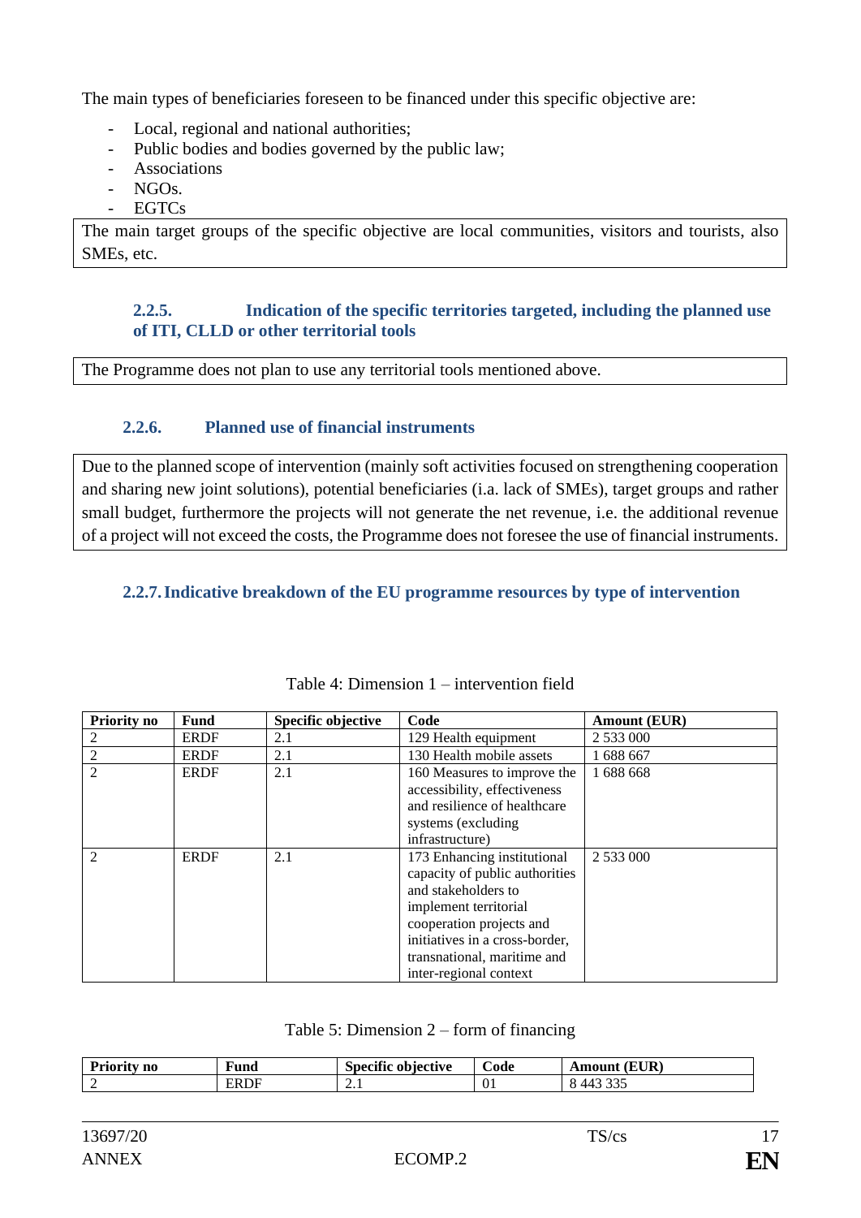The main types of beneficiaries foreseen to be financed under this specific objective are:

- Local, regional and national authorities;
- Public bodies and bodies governed by the public law;
- Associations
- NGOs.
- EGTCs

The main target groups of the specific objective are local communities, visitors and tourists, also SMEs, etc.

### 2.2.5. Indication of the specific territories targeted, including the planned use of ITI, CLLD or other territorial tools

The Programme does not plan to use any territorial tools mentioned above.

### 2.2.6. Planned use of financial instruments

Due to the planned scope of intervention (mainly soft activities focused on strengthening cooperation and sharing new joint solutions), potential beneficiaries (i.a. lack of SMEs), target groups and rather small budget, furthermore the projects will not generate the net revenue, i.e. the additional revenue of a project will not exceed the costs, the Programme does not foresee the use of financial instruments.

### 2.2.7. Indicative breakdown of the EU programme resources by type of intervention

Table 4: Dimension 1 – intervention field

| Priority no | Fund | Specific objective | Code | Amount (EUR) |
|---|---|---|---|---|
| 2 | ERDF | 2.1 | 129 Health equipment | 2 533 000 |
| 2 | ERDF | 2.1 | 130 Health mobile assets | 1 688 667 |
| 2 | ERDF | 2.1 | 160 Measures to improve the accessibility, effectiveness and resilience of healthcare systems (excluding infrastructure) | 1 688 668 |
| 2 | ERDF | 2.1 | 173 Enhancing institutional capacity of public authorities and stakeholders to implement territorial cooperation projects and initiatives in a cross-border, transnational, maritime and inter-regional context | 2 533 000 |

Table 5: Dimension 2 – form of financing

| Priority no | Fund | Specific objective | Code | Amount (EUR) |
|---|---|---|---|---|
| 2 | ERDF | 2.1 | 01 | 8 443 335 |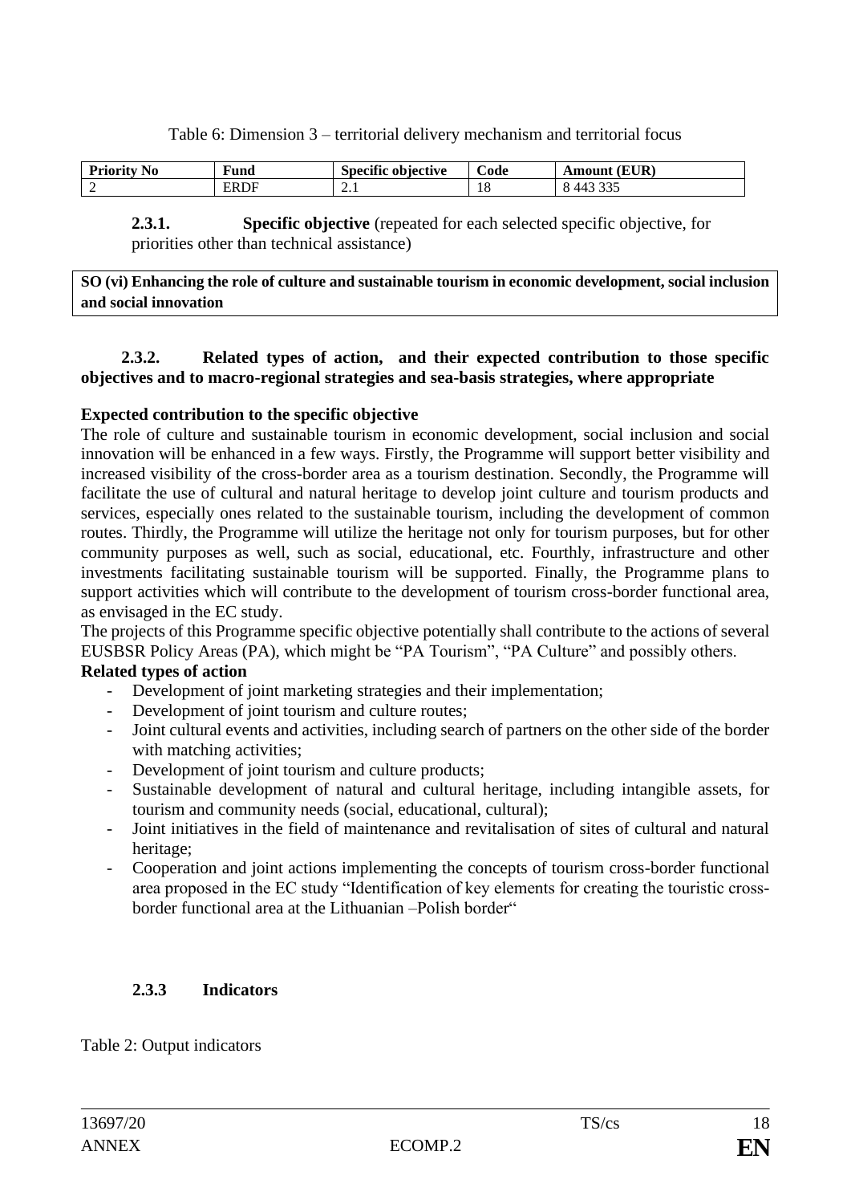Table 6: Dimension 3 – territorial delivery mechanism and territorial focus

| Priority No | Fund | Specific objective | Code | Amount (EUR) |
|---|---|---|---|---|
| 2 | ERDF | 2.1 | 18 | 8 443 335 |

**2.3.1.** **Specific objective** (repeated for each selected specific objective, for priorities other than technical assistance)

**SO (vi) Enhancing the role of culture and sustainable tourism in economic development, social inclusion and social innovation**

**2.3.2. Related types of action, and their expected contribution to those specific objectives and to macro-regional strategies and sea-basis strategies, where appropriate**

**Expected contribution to the specific objective**

The role of culture and sustainable tourism in economic development, social inclusion and social innovation will be enhanced in a few ways. Firstly, the Programme will support better visibility and increased visibility of the cross-border area as a tourism destination. Secondly, the Programme will facilitate the use of cultural and natural heritage to develop joint culture and tourism products and services, especially ones related to the sustainable tourism, including the development of common routes. Thirdly, the Programme will utilize the heritage not only for tourism purposes, but for other community purposes as well, such as social, educational, etc. Fourthly, infrastructure and other investments facilitating sustainable tourism will be supported. Finally, the Programme plans to support activities which will contribute to the development of tourism cross-border functional area, as envisaged in the EC study.

The projects of this Programme specific objective potentially shall contribute to the actions of several EUSBSR Policy Areas (PA), which might be "PA Tourism", "PA Culture" and possibly others.

**Related types of action**

- Development of joint marketing strategies and their implementation;
- Development of joint tourism and culture routes;
- Joint cultural events and activities, including search of partners on the other side of the border with matching activities;
- Development of joint tourism and culture products;
- Sustainable development of natural and cultural heritage, including intangible assets, for tourism and community needs (social, educational, cultural);
- Joint initiatives in the field of maintenance and revitalisation of sites of cultural and natural heritage;
- Cooperation and joint actions implementing the concepts of tourism cross-border functional area proposed in the EC study "Identification of key elements for creating the touristic cross-border functional area at the Lithuanian –Polish border"

**2.3.3 Indicators**

Table 2: Output indicators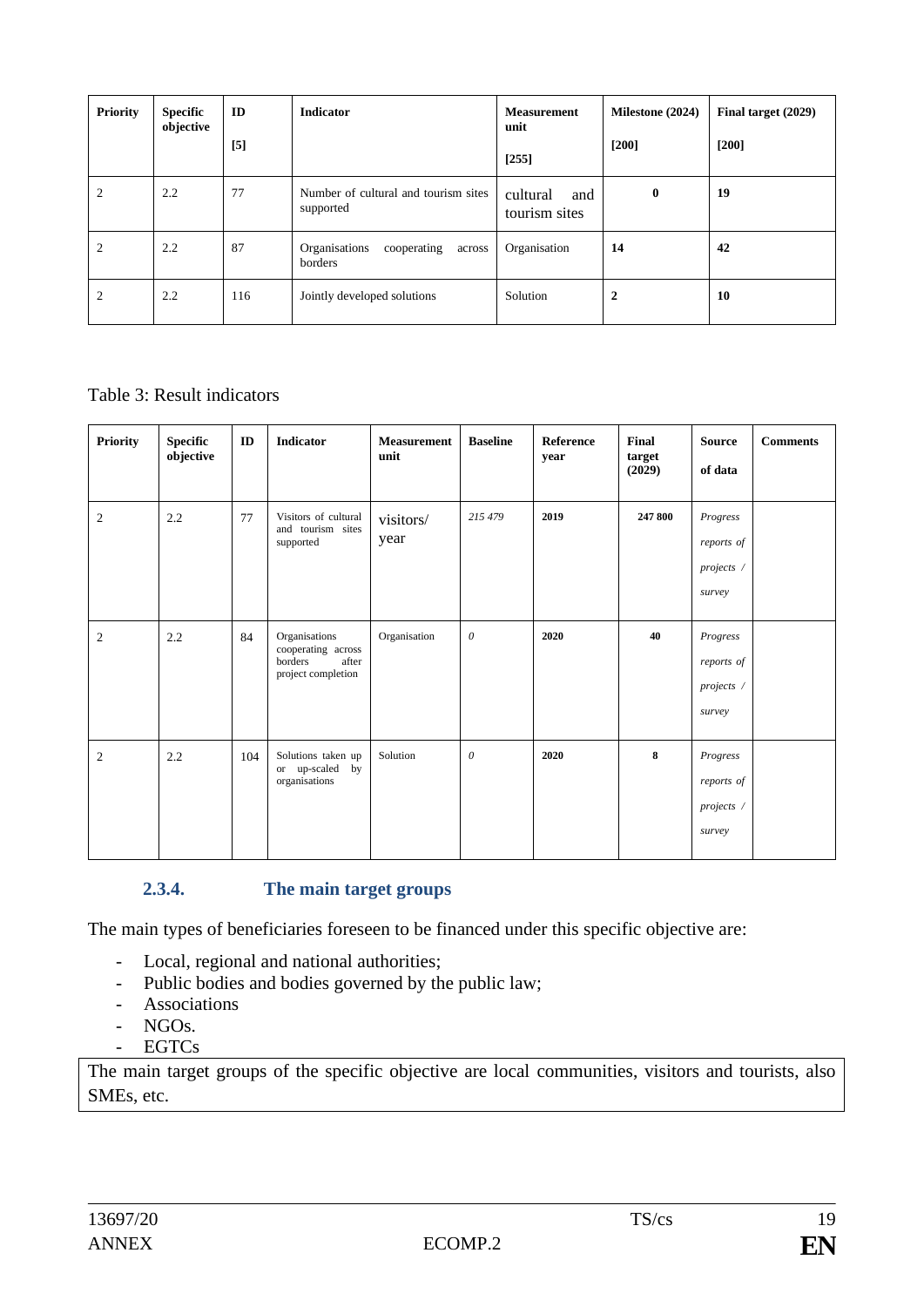| Priority | Specific objective | ID<br><br>[5] | Indicator | Measurement unit<br><br>[255] | Milestone (2024)<br><br>[200] | Final target (2029)<br><br>[200] |
|---|---|---|---|---|---|---|
| 2 | 2.2 | 77 | Number of cultural and tourism sites supported | cultural and tourism sites | **0** | **19** |
| 2 | 2.2 | 87 | Organisations cooperating across borders | Organisation | **14** | **42** |
| 2 | 2.2 | 116 | Jointly developed solutions | Solution | **2** | **10** |

Table 3: Result indicators

| Priority | Specific objective | ID | Indicator | Measurement unit | Baseline | Reference year | Final target (2029) | Source of data | Comments |
|---|---|---|---|---|---|---|---|---|---|
| 2 | 2.2 | 77 | Visitors of cultural and tourism sites supported | visitors/ year | *215 479* | **2019** | **247 800** | *Progress reports of projects / survey* | |
| 2 | 2.2 | 84 | Organisations cooperating across borders after project completion | Organisation | *0* | **2020** | **40** | *Progress reports of projects / survey* | |
| 2 | 2.2 | 104 | Solutions taken up or up-scaled by organisations | Solution | *0* | **2020** | **8** | *Progress reports of projects / survey* | |

### 2.3.4. The main target groups

The main types of beneficiaries foreseen to be financed under this specific objective are:

- Local, regional and national authorities;
- Public bodies and bodies governed by the public law;
- Associations
- NGOs.
- EGTCs

The main target groups of the specific objective are local communities, visitors and tourists, also SMEs, etc.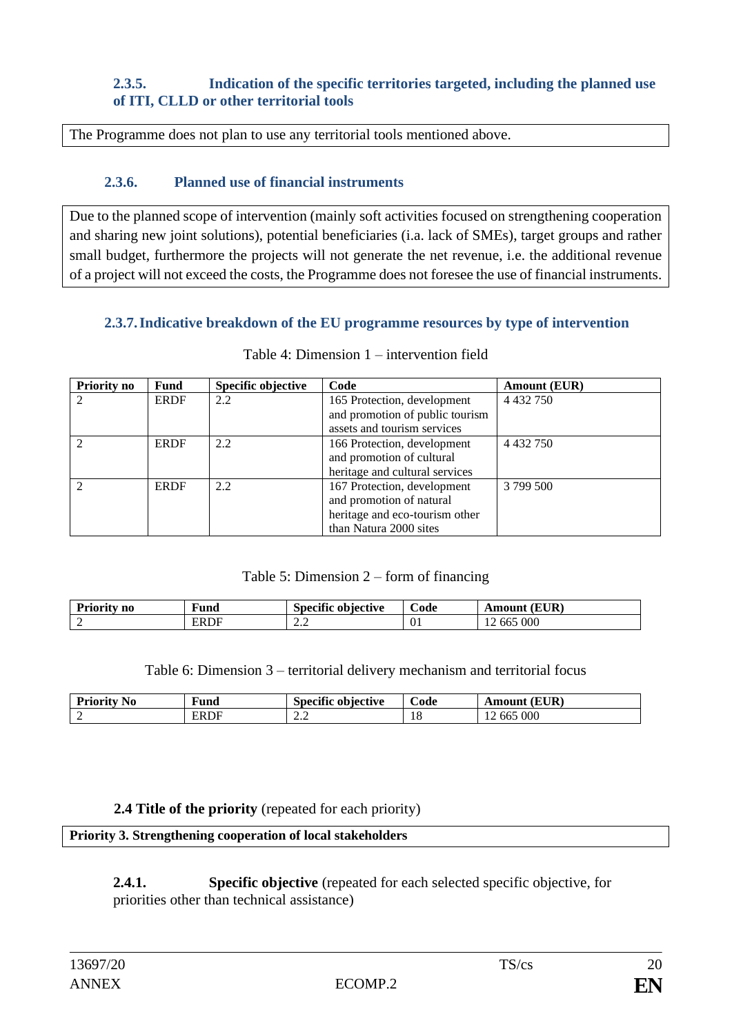#### 2.3.5. Indication of the specific territories targeted, including the planned use of ITI, CLLD or other territorial tools

| The Programme does not plan to use any territorial tools mentioned above. |
|---|

#### 2.3.6. Planned use of financial instruments

| Due to the planned scope of intervention (mainly soft activities focused on strengthening cooperation and sharing new joint solutions), potential beneficiaries (i.a. lack of SMEs), target groups and rather small budget, furthermore the projects will not generate the net revenue, i.e. the additional revenue of a project will not exceed the costs, the Programme does not foresee the use of financial instruments. |
|---|

#### 2.3.7. Indicative breakdown of the EU programme resources by type of intervention

Table 4: Dimension 1 – intervention field

| Priority no | Fund | Specific objective | Code | Amount (EUR) |
|---|---|---|---|---|
| 2 | ERDF | 2.2 | 165 Protection, development and promotion of public tourism assets and tourism services | 4 432 750 |
| 2 | ERDF | 2.2 | 166 Protection, development and promotion of cultural heritage and cultural services | 4 432 750 |
| 2 | ERDF | 2.2 | 167 Protection, development and promotion of natural heritage and eco-tourism other than Natura 2000 sites | 3 799 500 |

Table 5: Dimension 2 – form of financing

| Priority no | Fund | Specific objective | Code | Amount (EUR) |
|---|---|---|---|---|
| 2 | ERDF | 2.2 | 01 | 12 665 000 |

Table 6: Dimension 3 – territorial delivery mechanism and territorial focus

| Priority No | Fund | Specific objective | Code | Amount (EUR) |
|---|---|---|---|---|
| 2 | ERDF | 2.2 | 18 | 12 665 000 |

### 2.4 Title of the priority (repeated for each priority)

| **Priority 3. Strengthening cooperation of local stakeholders** |
|---|

#### 2.4.1. Specific objective (repeated for each selected specific objective, for priorities other than technical assistance)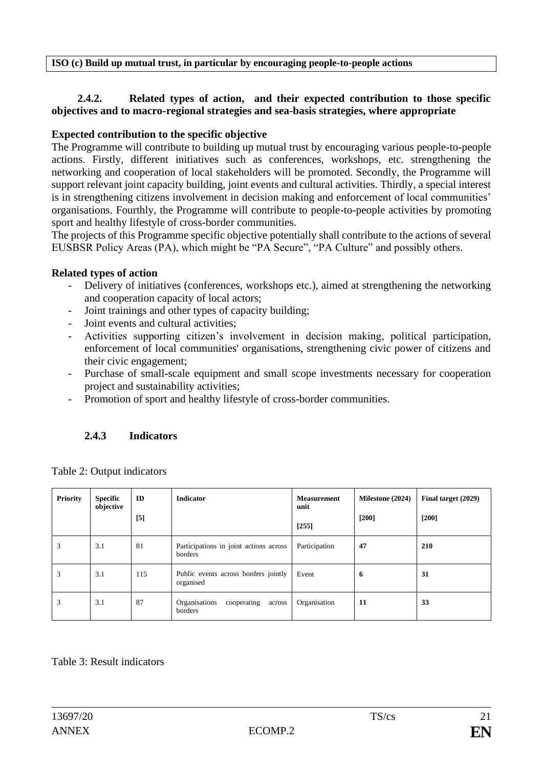**ISO (c) Build up mutual trust, in particular by encouraging people-to-people actions**

### 2.4.2. Related types of action, and their expected contribution to those specific objectives and to macro-regional strategies and sea-basis strategies, where appropriate

**Expected contribution to the specific objective**

The Programme will contribute to building up mutual trust by encouraging various people-to-people actions. Firstly, different initiatives such as conferences, workshops, etc. strengthening the networking and cooperation of local stakeholders will be promoted. Secondly, the Programme will support relevant joint capacity building, joint events and cultural activities. Thirdly, a special interest is in strengthening citizens involvement in decision making and enforcement of local communities' organisations. Fourthly, the Programme will contribute to people-to-people activities by promoting sport and healthy lifestyle of cross-border communities.

The projects of this Programme specific objective potentially shall contribute to the actions of several EUSBSR Policy Areas (PA), which might be "PA Secure", "PA Culture" and possibly others.

**Related types of action**

- Delivery of initiatives (conferences, workshops etc.), aimed at strengthening the networking and cooperation capacity of local actors;
- Joint trainings and other types of capacity building;
- Joint events and cultural activities;
- Activities supporting citizen's involvement in decision making, political participation, enforcement of local communities' organisations, strengthening civic power of citizens and their civic engagement;
- Purchase of small-scale equipment and small scope investments necessary for cooperation project and sustainability activities;
- Promotion of sport and healthy lifestyle of cross-border communities.

### 2.4.3 Indicators

Table 2: Output indicators

| Priority | Specific objective | ID [5] | Indicator | Measurement unit [255] | Milestone (2024) [200] | Final target (2029) [200] |
|---|---|---|---|---|---|---|
| 3 | 3.1 | 81 | Participations in joint actions across borders | Participation | **47** | **210** |
| 3 | 3.1 | 115 | Public events across borders jointly organised | Event | **6** | **31** |
| 3 | 3.1 | 87 | Organisations cooperating across borders | Organisation | **11** | **33** |

Table 3: Result indicators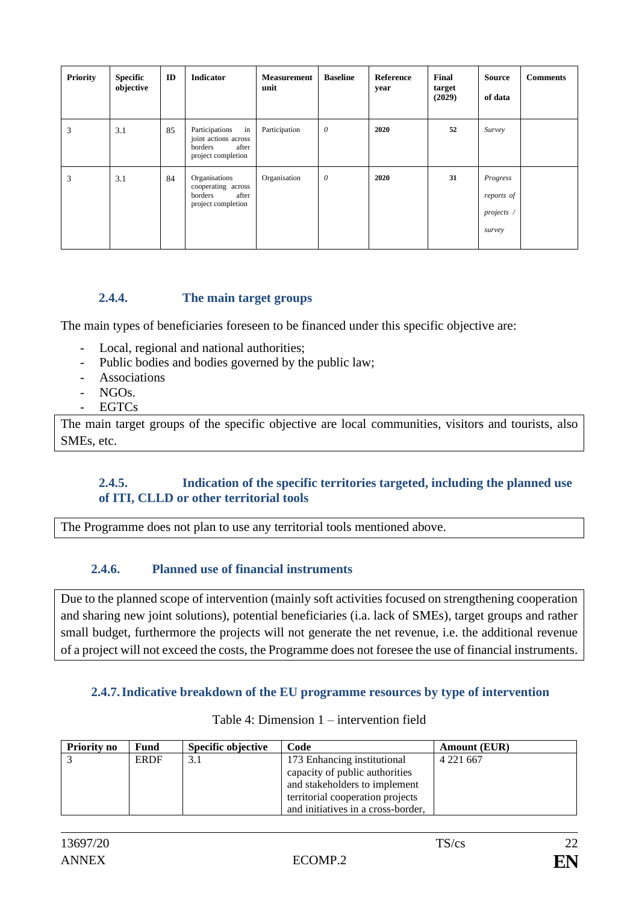| Priority | Specific objective | ID | Indicator | Measurement unit | Baseline | Reference year | Final target (2029) | Source of data | Comments |
|---|---|---|---|---|---|---|---|---|---|
| 3 | 3.1 | 85 | Participations in joint actions across borders after project completion | Participation | *0* | **2020** | **52** | *Survey* | |
| 3 | 3.1 | 84 | Organisations cooperating across borders after project completion | Organisation | *0* | **2020** | **31** | *Progress reports of projects / survey* | |

### 2.4.4. The main target groups

The main types of beneficiaries foreseen to be financed under this specific objective are:

- Local, regional and national authorities;
- Public bodies and bodies governed by the public law;
- Associations
- NGOs.
- EGTCs

The main target groups of the specific objective are local communities, visitors and tourists, also SMEs, etc.

### 2.4.5. Indication of the specific territories targeted, including the planned use of ITI, CLLD or other territorial tools

The Programme does not plan to use any territorial tools mentioned above.

### 2.4.6. Planned use of financial instruments

Due to the planned scope of intervention (mainly soft activities focused on strengthening cooperation and sharing new joint solutions), potential beneficiaries (i.a. lack of SMEs), target groups and rather small budget, furthermore the projects will not generate the net revenue, i.e. the additional revenue of a project will not exceed the costs, the Programme does not foresee the use of financial instruments.

### 2.4.7. Indicative breakdown of the EU programme resources by type of intervention

Table 4: Dimension 1 – intervention field

| Priority no | Fund | Specific objective | Code | Amount (EUR) |
|---|---|---|---|---|
| 3 | ERDF | 3.1 | 173 Enhancing institutional capacity of public authorities and stakeholders to implement territorial cooperation projects and initiatives in a cross-border, | 4 221 667 |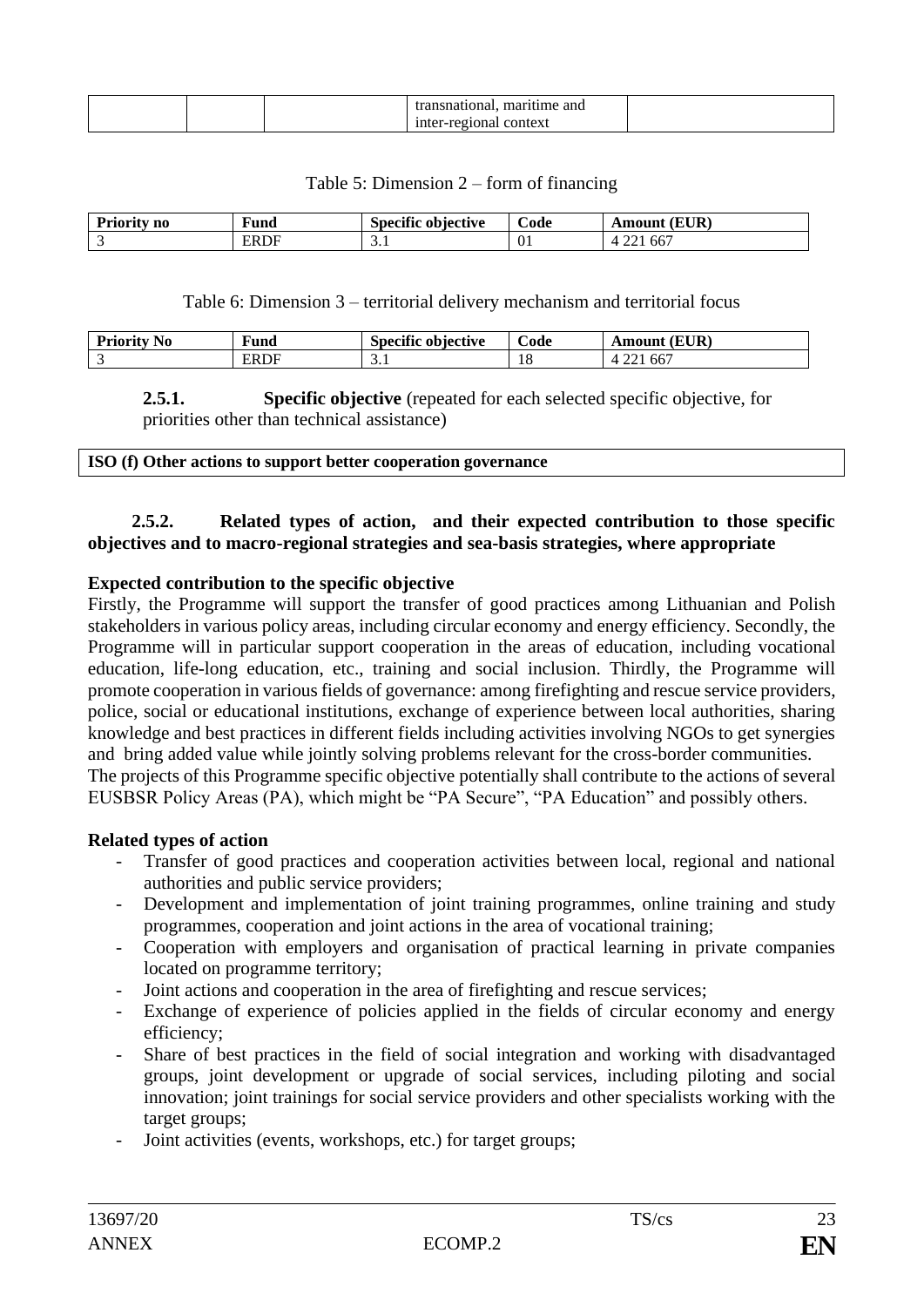| | | | transnational, maritime and inter-regional context | |
|---|---|---|---|---|

Table 5: Dimension 2 – form of financing

| Priority no | Fund | Specific objective | Code | Amount (EUR) |
|---|---|---|---|---|
| 3 | ERDF | 3.1 | 01 | 4 221 667 |

Table 6: Dimension 3 – territorial delivery mechanism and territorial focus

| Priority No | Fund | Specific objective | Code | Amount (EUR) |
|---|---|---|---|---|
| 3 | ERDF | 3.1 | 18 | 4 221 667 |

**2.5.1. Specific objective** (repeated for each selected specific objective, for priorities other than technical assistance)

**ISO (f) Other actions to support better cooperation governance**

**2.5.2. Related types of action, and their expected contribution to those specific objectives and to macro-regional strategies and sea-basis strategies, where appropriate**

**Expected contribution to the specific objective**

Firstly, the Programme will support the transfer of good practices among Lithuanian and Polish stakeholders in various policy areas, including circular economy and energy efficiency. Secondly, the Programme will in particular support cooperation in the areas of education, including vocational education, life-long education, etc., training and social inclusion. Thirdly, the Programme will promote cooperation in various fields of governance: among firefighting and rescue service providers, police, social or educational institutions, exchange of experience between local authorities, sharing knowledge and best practices in different fields including activities involving NGOs to get synergies and bring added value while jointly solving problems relevant for the cross-border communities.

The projects of this Programme specific objective potentially shall contribute to the actions of several EUSBSR Policy Areas (PA), which might be "PA Secure", "PA Education" and possibly others.

**Related types of action**

- Transfer of good practices and cooperation activities between local, regional and national authorities and public service providers;
- Development and implementation of joint training programmes, online training and study programmes, cooperation and joint actions in the area of vocational training;
- Cooperation with employers and organisation of practical learning in private companies located on programme territory;
- Joint actions and cooperation in the area of firefighting and rescue services;
- Exchange of experience of policies applied in the fields of circular economy and energy efficiency;
- Share of best practices in the field of social integration and working with disadvantaged groups, joint development or upgrade of social services, including piloting and social innovation; joint trainings for social service providers and other specialists working with the target groups;
- Joint activities (events, workshops, etc.) for target groups;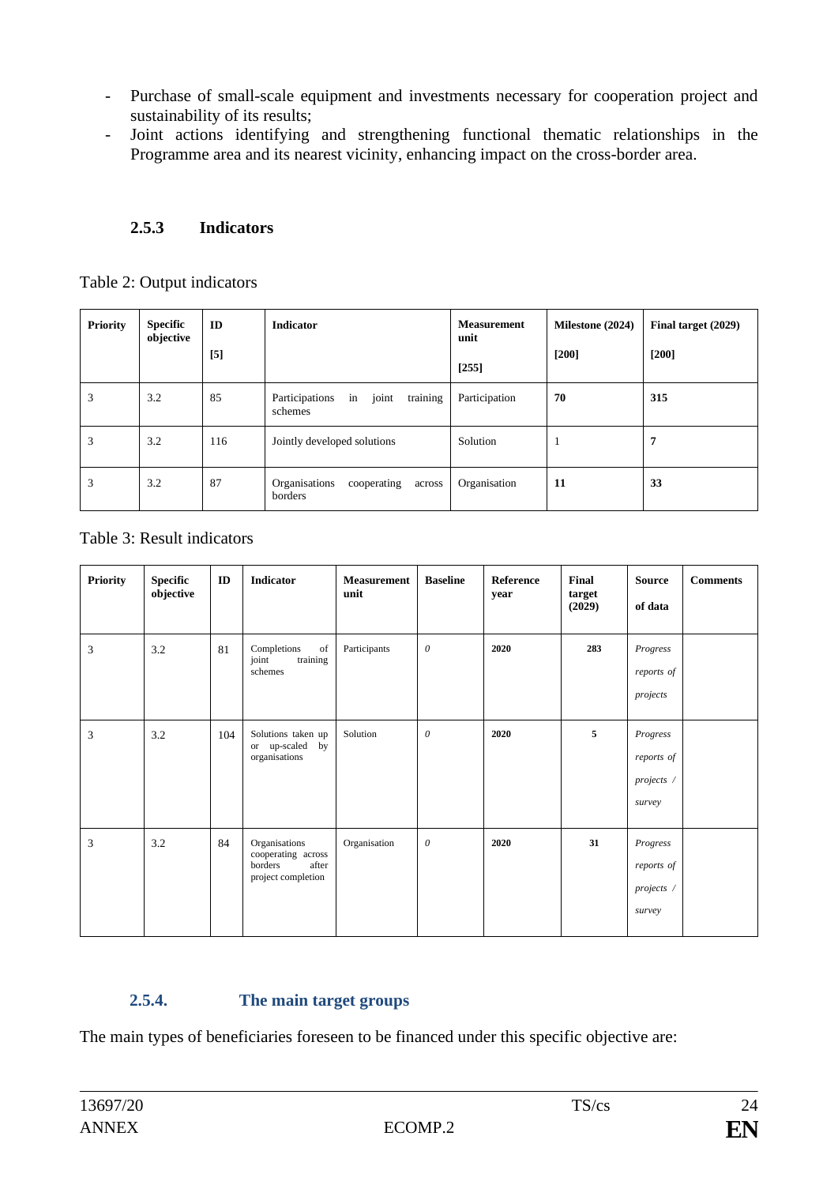- Purchase of small-scale equipment and investments necessary for cooperation project and sustainability of its results;
- Joint actions identifying and strengthening functional thematic relationships in the Programme area and its nearest vicinity, enhancing impact on the cross-border area.

### 2.5.3 Indicators

Table 2: Output indicators

| Priority | Specific objective | ID [5] | Indicator | Measurement unit [255] | Milestone (2024) [200] | Final target (2029) [200] |
|---|---|---|---|---|---|---|
| 3 | 3.2 | 85 | Participations in joint training schemes | Participation | **70** | **315** |
| 3 | 3.2 | 116 | Jointly developed solutions | Solution | 1 | **7** |
| 3 | 3.2 | 87 | Organisations cooperating across borders | Organisation | **11** | **33** |

Table 3: Result indicators

| Priority | Specific objective | ID | Indicator | Measurement unit | Baseline | Reference year | Final target (2029) | Source of data | Comments |
|---|---|---|---|---|---|---|---|---|---|
| 3 | 3.2 | 81 | Completions of joint training schemes | Participants | *0* | **2020** | **283** | *Progress reports of projects* | |
| 3 | 3.2 | 104 | Solutions taken up or up-scaled by organisations | Solution | *0* | **2020** | **5** | *Progress reports of projects / survey* | |
| 3 | 3.2 | 84 | Organisations cooperating across borders after project completion | Organisation | *0* | **2020** | **31** | *Progress reports of projects / survey* | |

### 2.5.4. The main target groups

The main types of beneficiaries foreseen to be financed under this specific objective are: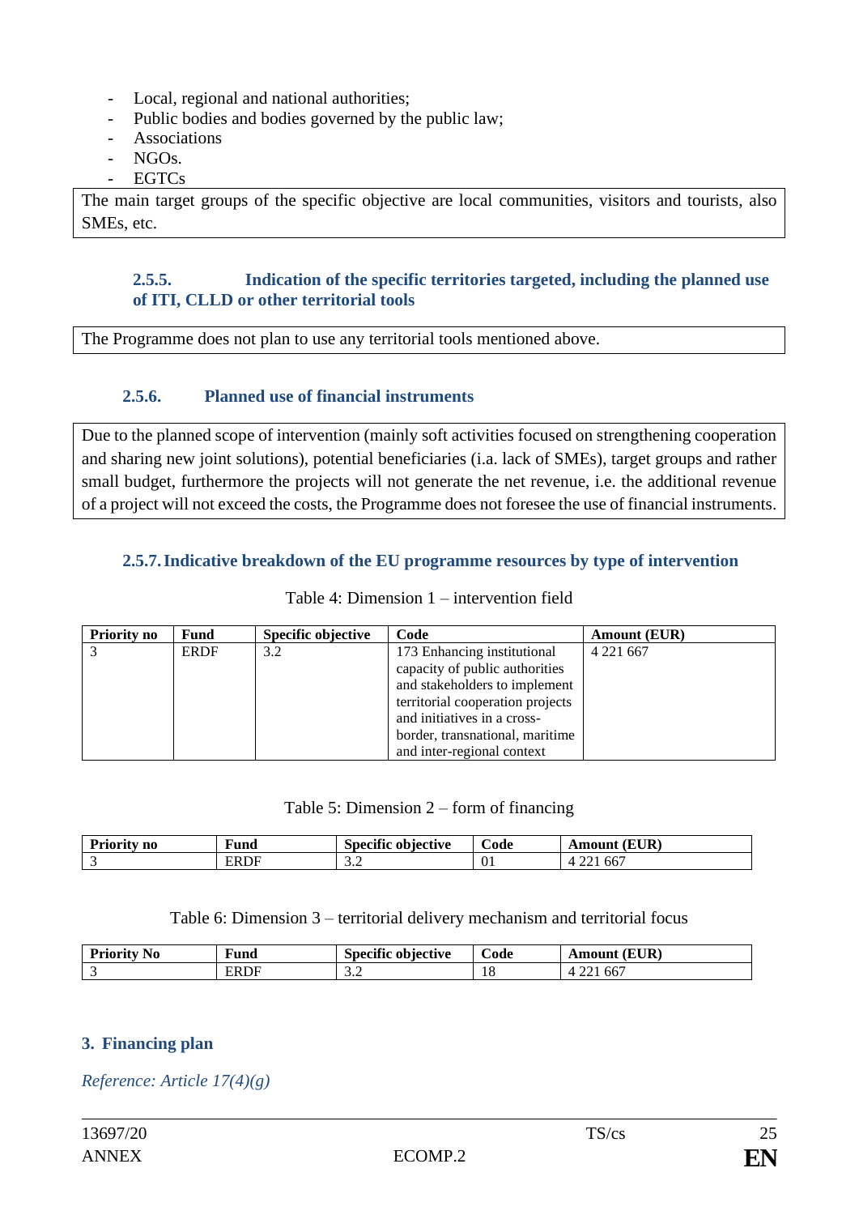- Local, regional and national authorities;
- Public bodies and bodies governed by the public law;
- Associations
- NGOs.
- EGTCs

The main target groups of the specific objective are local communities, visitors and tourists, also SMEs, etc.

#### 2.5.5. Indication of the specific territories targeted, including the planned use of ITI, CLLD or other territorial tools

The Programme does not plan to use any territorial tools mentioned above.

#### 2.5.6. Planned use of financial instruments

Due to the planned scope of intervention (mainly soft activities focused on strengthening cooperation and sharing new joint solutions), potential beneficiaries (i.a. lack of SMEs), target groups and rather small budget, furthermore the projects will not generate the net revenue, i.e. the additional revenue of a project will not exceed the costs, the Programme does not foresee the use of financial instruments.

#### 2.5.7. Indicative breakdown of the EU programme resources by type of intervention

Table 4: Dimension 1 – intervention field

| Priority no | Fund | Specific objective | Code | Amount (EUR) |
|---|---|---|---|---|
| 3 | ERDF | 3.2 | 173 Enhancing institutional capacity of public authorities and stakeholders to implement territorial cooperation projects and initiatives in a cross-border, transnational, maritime and inter-regional context | 4 221 667 |

Table 5: Dimension 2 – form of financing

| Priority no | Fund | Specific objective | Code | Amount (EUR) |
|---|---|---|---|---|
| 3 | ERDF | 3.2 | 01 | 4 221 667 |

Table 6: Dimension 3 – territorial delivery mechanism and territorial focus

| Priority No | Fund | Specific objective | Code | Amount (EUR) |
|---|---|---|---|---|
| 3 | ERDF | 3.2 | 18 | 4 221 667 |

## 3. Financing plan

*Reference: Article 17(4)(g)*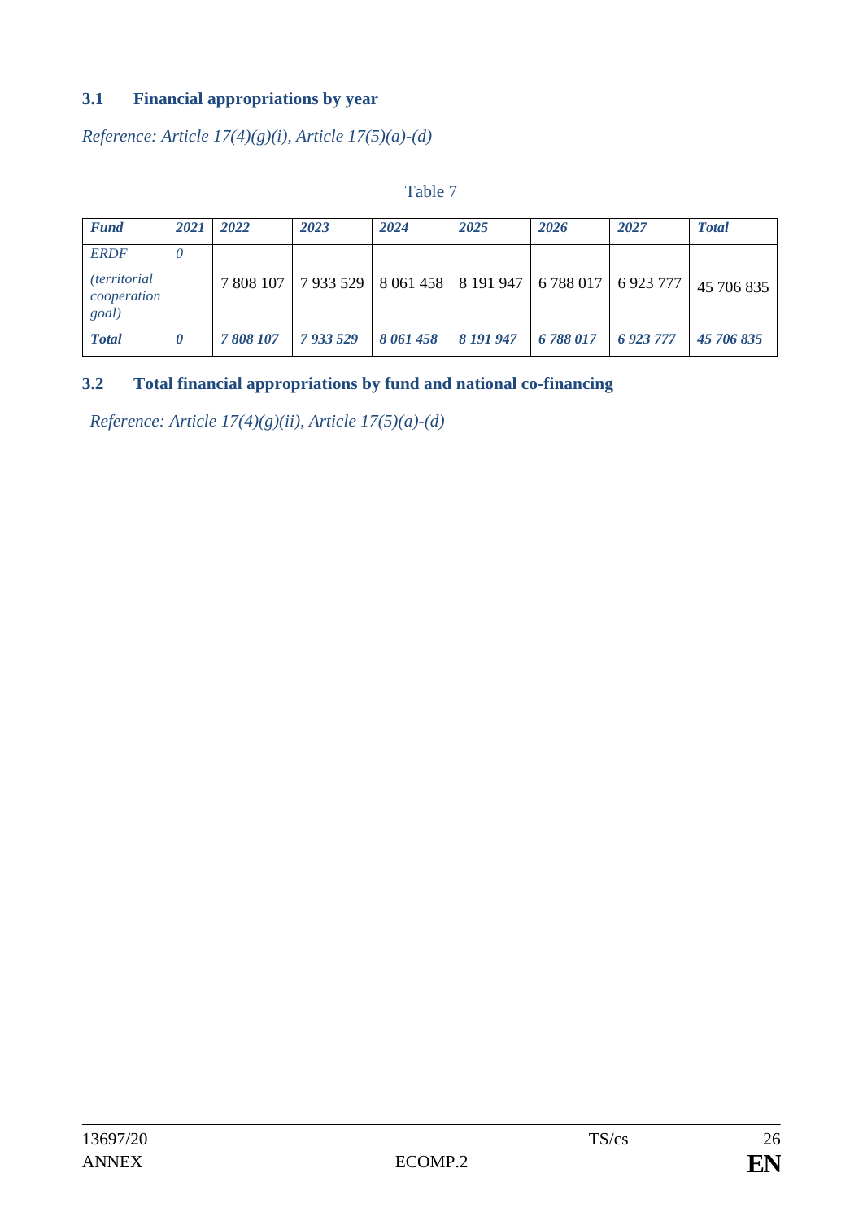### 3.1 Financial appropriations by year

*Reference: Article 17(4)(g)(i), Article 17(5)(a)-(d)*

Table 7

| *Fund* | *2021* | *2022* | *2023* | *2024* | *2025* | *2026* | *2027* | *Total* |
|---|---|---|---|---|---|---|---|---|
| *ERDF* *(territorial cooperation goal)* | *0* | 7 808 107 | 7 933 529 | 8 061 458 | 8 191 947 | 6 788 017 | 6 923 777 | 45 706 835 |
| ***Total*** | ***0*** | ***7 808 107*** | ***7 933 529*** | ***8 061 458*** | ***8 191 947*** | ***6 788 017*** | ***6 923 777*** | ***45 706 835*** |

### 3.2 Total financial appropriations by fund and national co-financing

*Reference: Article 17(4)(g)(ii), Article 17(5)(a)-(d)*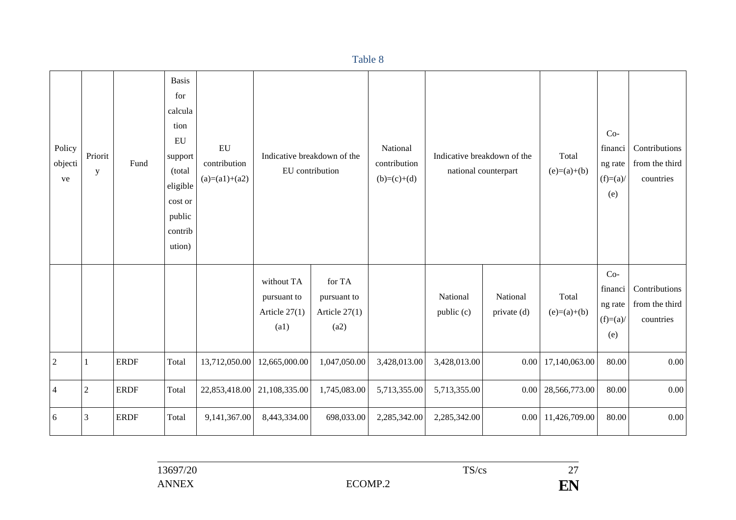Table 8

| Policy objective | Priority | Fund | Basis for calculation EU support (total eligible cost or public contribution) | EU contribution (a)=(a1)+(a2) | Indicative breakdown of the EU contribution | | National contribution (b)=(c)+(d) | Indicative breakdown of the national counterpart | | Total (e)=(a)+(b) | Co-financing rate (f)=(a)/(e) | Contributions from the third countries |
|---|---|---|---|---|---|---|---|---|---|---|---|---|
| | | | | | without TA pursuant to Article 27(1) (a1) | for TA pursuant to Article 27(1) (a2) | | National public (c) | National private (d) | Total (e)=(a)+(b) | Co-financing rate (f)=(a)/(e) | Contributions from the third countries |
| 2 | 1 | ERDF | Total | 13,712,050.00 | 12,665,000.00 | 1,047,050.00 | 3,428,013.00 | 3,428,013.00 | 0.00 | 17,140,063.00 | 80.00 | 0.00 |
| 4 | 2 | ERDF | Total | 22,853,418.00 | 21,108,335.00 | 1,745,083.00 | 5,713,355.00 | 5,713,355.00 | 0.00 | 28,566,773.00 | 80.00 | 0.00 |
| 6 | 3 | ERDF | Total | 9,141,367.00 | 8,443,334.00 | 698,033.00 | 2,285,342.00 | 2,285,342.00 | 0.00 | 11,426,709.00 | 80.00 | 0.00 |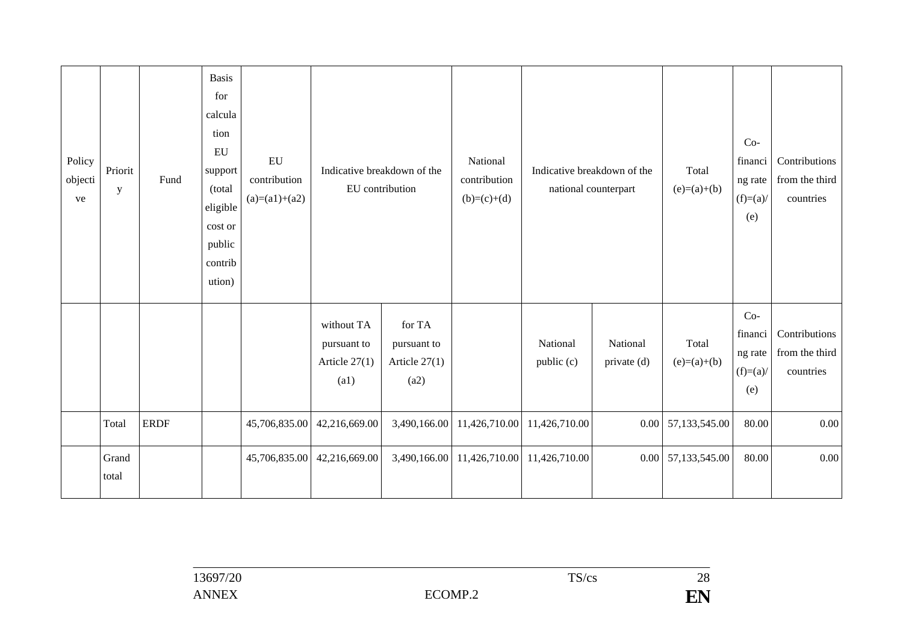| Policy objective | Priority | Fund | Basis for calculation EU support (total eligible cost or public contribution) | EU contribution (a)=(a1)+(a2) | Indicative breakdown of the EU contribution | | National contribution (b)=(c)+(d) | Indicative breakdown of the national counterpart | | Total (e)=(a)+(b) | Co-financing rate (f)=(a)/(e) | Contributions from the third countries |
|---|---|---|---|---|---|---|---|---|---|---|---|---|
| | | | | | without TA pursuant to Article 27(1) (a1) | for TA pursuant to Article 27(1) (a2) | | National public (c) | National private (d) | Total (e)=(a)+(b) | Co-financing rate (f)=(a)/(e) | Contributions from the third countries |
| | Total | ERDF | | 45,706,835.00 | 42,216,669.00 | 3,490,166.00 | 11,426,710.00 | 11,426,710.00 | 0.00 | 57,133,545.00 | 80.00 | 0.00 |
| | Grand total | | | 45,706,835.00 | 42,216,669.00 | 3,490,166.00 | 11,426,710.00 | 11,426,710.00 | 0.00 | 57,133,545.00 | 80.00 | 0.00 |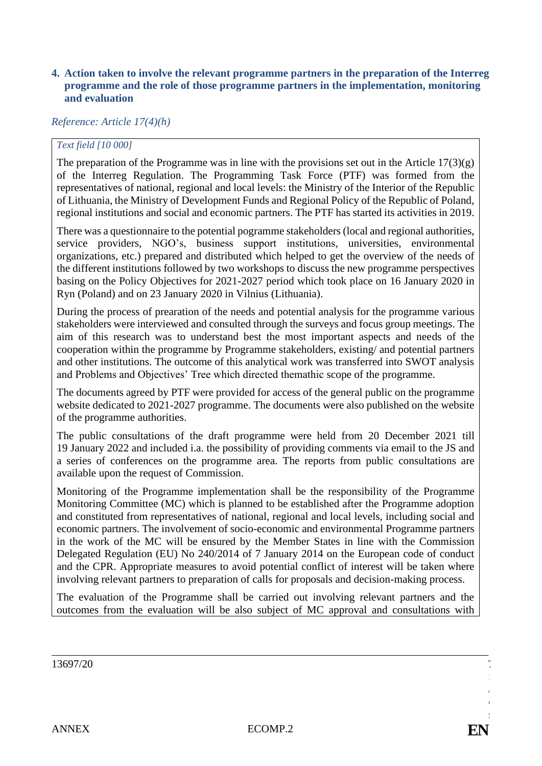**4. Action taken to involve the relevant programme partners in the preparation of the Interreg programme and the role of those programme partners in the implementation, monitoring and evaluation**

*Reference: Article 17(4)(h)*

*Text field [10 000]*

The preparation of the Programme was in line with the provisions set out in the Article 17(3)(g) of the Interreg Regulation. The Programming Task Force (PTF) was formed from the representatives of national, regional and local levels: the Ministry of the Interior of the Republic of Lithuania, the Ministry of Development Funds and Regional Policy of the Republic of Poland, regional institutions and social and economic partners. The PTF has started its activities in 2019.

There was a questionnaire to the potential pogramme stakeholders (local and regional authorities, service providers, NGO's, business support institutions, universities, environmental organizations, etc.) prepared and distributed which helped to get the overview of the needs of the different institutions followed by two workshops to discuss the new programme perspectives basing on the Policy Objectives for 2021-2027 period which took place on 16 January 2020 in Ryn (Poland) and on 23 January 2020 in Vilnius (Lithuania).

During the process of prearation of the needs and potential analysis for the programme various stakeholders were interviewed and consulted through the surveys and focus group meetings. The aim of this research was to understand best the most important aspects and needs of the cooperation within the programme by Programme stakeholders, existing/ and potential partners and other institutions. The outcome of this analytical work was transferred into SWOT analysis and Problems and Objectives' Tree which directed thematic scope of the programme.

The documents agreed by PTF were provided for access of the general public on the programme website dedicated to 2021-2027 programme. The documents were also published on the website of the programme authorities.

The public consultations of the draft programme were held from 20 December 2021 till 19 January 2022 and included i.a. the possibility of providing comments via email to the JS and a series of conferences on the programme area. The reports from public consultations are available upon the request of Commission.

Monitoring of the Programme implementation shall be the responsibility of the Programme Monitoring Committee (MC) which is planned to be established after the Programme adoption and constituted from representatives of national, regional and local levels, including social and economic partners. The involvement of socio-economic and environmental Programme partners in the work of the MC will be ensured by the Member States in line with the Commission Delegated Regulation (EU) No 240/2014 of 7 January 2014 on the European code of conduct and the CPR. Appropriate measures to avoid potential conflict of interest will be taken where involving relevant partners to preparation of calls for proposals and decision-making process.

The evaluation of the Programme shall be carried out involving relevant partners and the outcomes from the evaluation will be also subject of MC approval and consultations with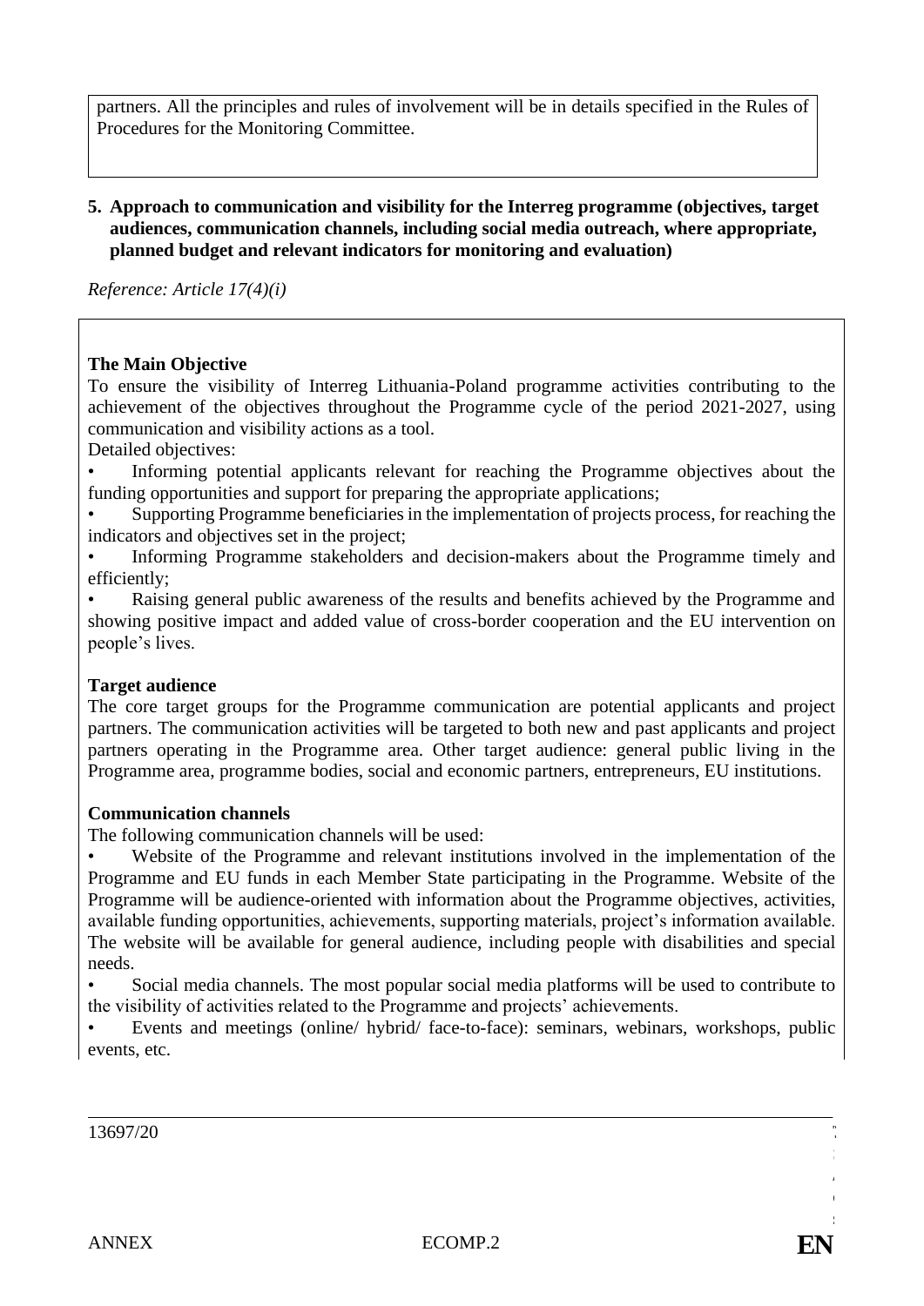partners. All the principles and rules of involvement will be in details specified in the Rules of Procedures for the Monitoring Committee.

**5. Approach to communication and visibility for the Interreg programme (objectives, target audiences, communication channels, including social media outreach, where appropriate, planned budget and relevant indicators for monitoring and evaluation)**

*Reference: Article 17(4)(i)*

**The Main Objective**

To ensure the visibility of Interreg Lithuania-Poland programme activities contributing to the achievement of the objectives throughout the Programme cycle of the period 2021-2027, using communication and visibility actions as a tool.

Detailed objectives:

- Informing potential applicants relevant for reaching the Programme objectives about the funding opportunities and support for preparing the appropriate applications;
- Supporting Programme beneficiaries in the implementation of projects process, for reaching the indicators and objectives set in the project;
- Informing Programme stakeholders and decision-makers about the Programme timely and efficiently;
- Raising general public awareness of the results and benefits achieved by the Programme and showing positive impact and added value of cross-border cooperation and the EU intervention on people's lives.

**Target audience**

The core target groups for the Programme communication are potential applicants and project partners. The communication activities will be targeted to both new and past applicants and project partners operating in the Programme area. Other target audience: general public living in the Programme area, programme bodies, social and economic partners, entrepreneurs, EU institutions.

**Communication channels**

The following communication channels will be used:

- Website of the Programme and relevant institutions involved in the implementation of the Programme and EU funds in each Member State participating in the Programme. Website of the Programme will be audience-oriented with information about the Programme objectives, activities, available funding opportunities, achievements, supporting materials, project's information available. The website will be available for general audience, including people with disabilities and special needs.
- Social media channels. The most popular social media platforms will be used to contribute to the visibility of activities related to the Programme and projects' achievements.
- Events and meetings (online/ hybrid/ face-to-face): seminars, webinars, workshops, public events, etc.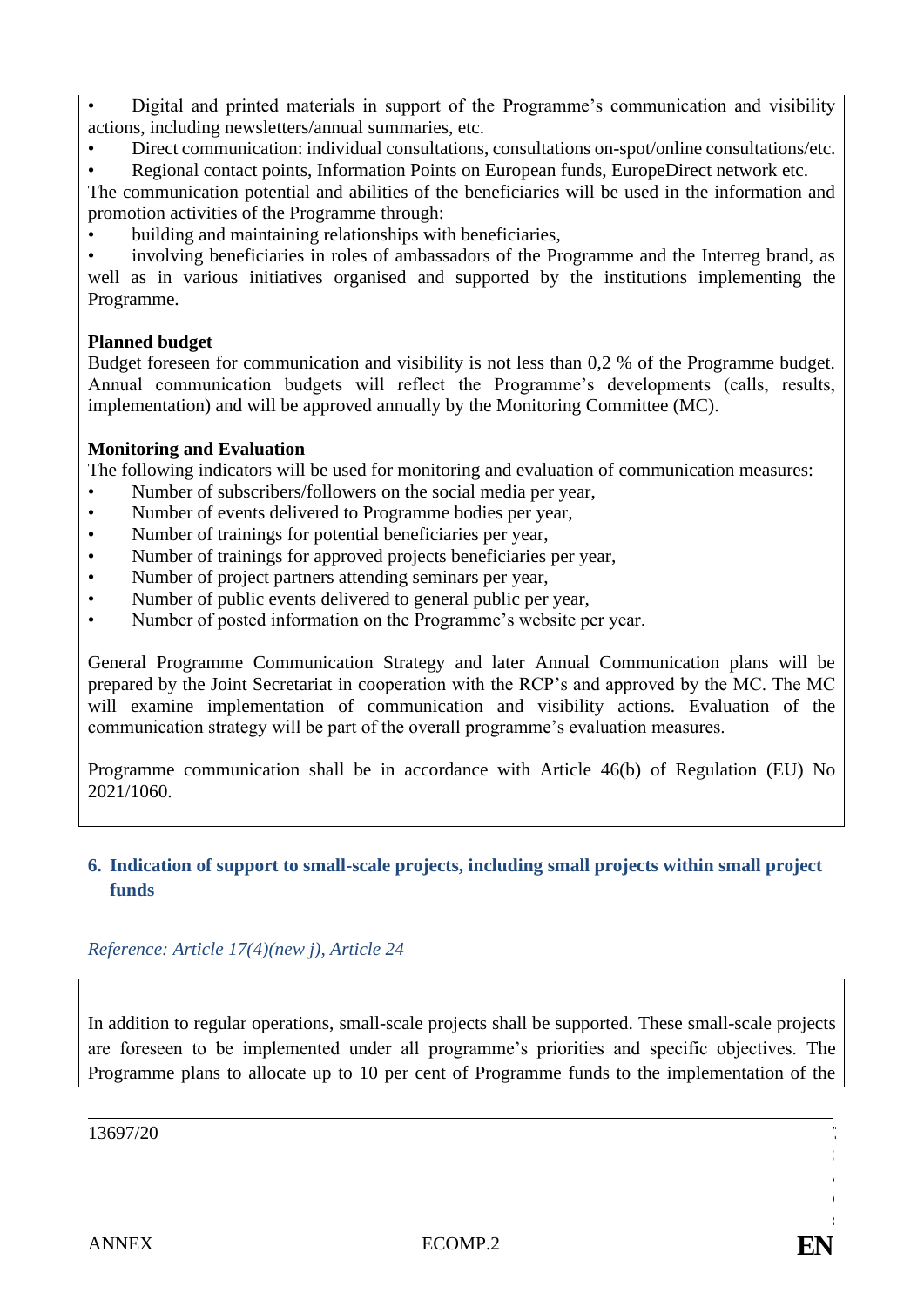- Digital and printed materials in support of the Programme's communication and visibility actions, including newsletters/annual summaries, etc.
- Direct communication: individual consultations, consultations on-spot/online consultations/etc.
- Regional contact points, Information Points on European funds, EuropeDirect network etc.

The communication potential and abilities of the beneficiaries will be used in the information and promotion activities of the Programme through:

- building and maintaining relationships with beneficiaries,
- involving beneficiaries in roles of ambassadors of the Programme and the Interreg brand, as well as in various initiatives organised and supported by the institutions implementing the Programme.

**Planned budget**

Budget foreseen for communication and visibility is not less than 0,2 % of the Programme budget. Annual communication budgets will reflect the Programme's developments (calls, results, implementation) and will be approved annually by the Monitoring Committee (MC).

**Monitoring and Evaluation**

The following indicators will be used for monitoring and evaluation of communication measures:

- Number of subscribers/followers on the social media per year,
- Number of events delivered to Programme bodies per year,
- Number of trainings for potential beneficiaries per year,
- Number of trainings for approved projects beneficiaries per year,
- Number of project partners attending seminars per year,
- Number of public events delivered to general public per year,
- Number of posted information on the Programme's website per year.

General Programme Communication Strategy and later Annual Communication plans will be prepared by the Joint Secretariat in cooperation with the RCP's and approved by the MC. The MC will examine implementation of communication and visibility actions. Evaluation of the communication strategy will be part of the overall programme's evaluation measures.

Programme communication shall be in accordance with Article 46(b) of Regulation (EU) No 2021/1060.

## 6. Indication of support to small-scale projects, including small projects within small project funds

*Reference: Article 17(4)(new j), Article 24*

In addition to regular operations, small-scale projects shall be supported. These small-scale projects are foreseen to be implemented under all programme's priorities and specific objectives. The Programme plans to allocate up to 10 per cent of Programme funds to the implementation of the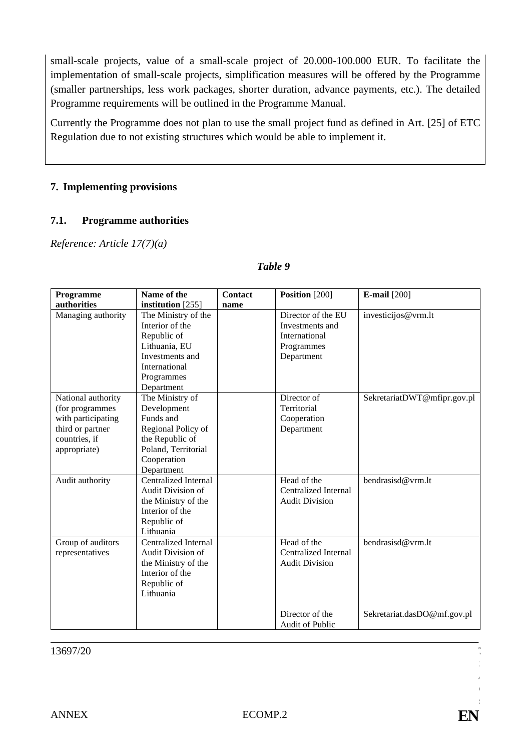small-scale projects, value of a small-scale project of 20.000-100.000 EUR. To facilitate the implementation of small-scale projects, simplification measures will be offered by the Programme (smaller partnerships, less work packages, shorter duration, advance payments, etc.). The detailed Programme requirements will be outlined in the Programme Manual.

Currently the Programme does not plan to use the small project fund as defined in Art. [25] of ETC Regulation due to not existing structures which would be able to implement it.

## 7. Implementing provisions

### 7.1. Programme authorities

*Reference: Article 17(7)(a)*

***Table 9***

| **Programme authorities** | **Name of the institution** [255] | **Contact name** | **Position** [200] | **E-mail** [200] |
|---|---|---|---|---|
| Managing authority | The Ministry of the Interior of the Republic of Lithuania, EU Investments and International Programmes Department | | Director of the EU Investments and International Programmes Department | investicijos@vrm.lt |
| National authority (for programmes with participating third or partner countries, if appropriate) | The Ministry of Development Funds and Regional Policy of the Republic of Poland, Territorial Cooperation Department | | Director of Territorial Cooperation Department | SekretariatDWT@mfipr.gov.pl |
| Audit authority | Centralized Internal Audit Division of the Ministry of the Interior of the Republic of Lithuania | | Head of the Centralized Internal Audit Division | bendrasisd@vrm.lt |
| Group of auditors representatives | Centralized Internal Audit Division of the Ministry of the Interior of the Republic of Lithuania | | Head of the Centralized Internal Audit Division | bendrasisd@vrm.lt |
| | | | Director of the Audit of Public | Sekretariat.dasDO@mf.gov.pl |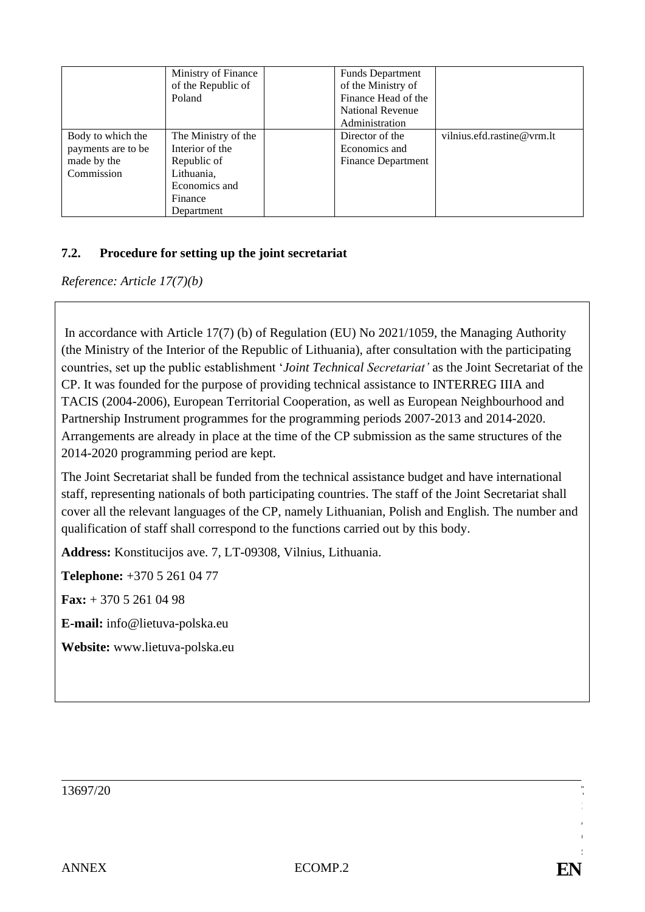|  | Ministry of Finance of the Republic of Poland |  | Funds Department of the Ministry of Finance Head of the National Revenue Administration |  |
|---|---|---|---|---|
| Body to which the payments are to be made by the Commission | The Ministry of the Interior of the Republic of Lithuania, Economics and Finance Department |  | Director of the Economics and Finance Department | vilnius.efd.rastine@vrm.lt |

## 7.2. Procedure for setting up the joint secretariat

*Reference: Article 17(7)(b)*

In accordance with Article 17(7) (b) of Regulation (EU) No 2021/1059, the Managing Authority (the Ministry of the Interior of the Republic of Lithuania), after consultation with the participating countries, set up the public establishment '*Joint Technical Secretariat'* as the Joint Secretariat of the CP. It was founded for the purpose of providing technical assistance to INTERREG IIIA and TACIS (2004-2006), European Territorial Cooperation, as well as European Neighbourhood and Partnership Instrument programmes for the programming periods 2007-2013 and 2014-2020. Arrangements are already in place at the time of the CP submission as the same structures of the 2014-2020 programming period are kept.

The Joint Secretariat shall be funded from the technical assistance budget and have international staff, representing nationals of both participating countries. The staff of the Joint Secretariat shall cover all the relevant languages of the CP, namely Lithuanian, Polish and English. The number and qualification of staff shall correspond to the functions carried out by this body.

**Address:** Konstitucijos ave. 7, LT-09308, Vilnius, Lithuania.

**Telephone:** +370 5 261 04 77

**Fax:** + 370 5 261 04 98

**E-mail:** info@lietuva-polska.eu

**Website:** www.lietuva-polska.eu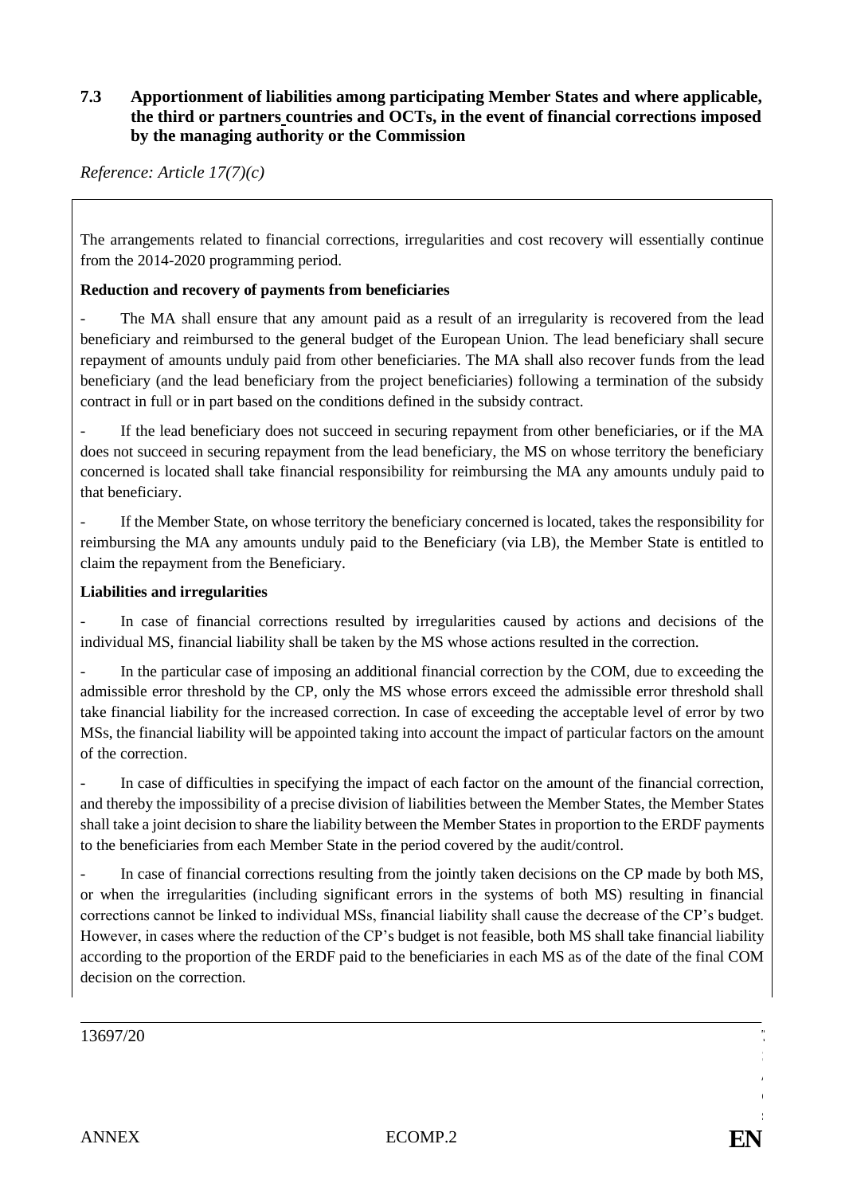### 7.3 Apportionment of liabilities among participating Member States and where applicable, the third or partners countries and OCTs, in the event of financial corrections imposed by the managing authority or the Commission

*Reference: Article 17(7)(c)*

The arrangements related to financial corrections, irregularities and cost recovery will essentially continue from the 2014-2020 programming period.

**Reduction and recovery of payments from beneficiaries**

- The MA shall ensure that any amount paid as a result of an irregularity is recovered from the lead beneficiary and reimbursed to the general budget of the European Union. The lead beneficiary shall secure repayment of amounts unduly paid from other beneficiaries. The MA shall also recover funds from the lead beneficiary (and the lead beneficiary from the project beneficiaries) following a termination of the subsidy contract in full or in part based on the conditions defined in the subsidy contract.

- If the lead beneficiary does not succeed in securing repayment from other beneficiaries, or if the MA does not succeed in securing repayment from the lead beneficiary, the MS on whose territory the beneficiary concerned is located shall take financial responsibility for reimbursing the MA any amounts unduly paid to that beneficiary.

- If the Member State, on whose territory the beneficiary concerned is located, takes the responsibility for reimbursing the MA any amounts unduly paid to the Beneficiary (via LB), the Member State is entitled to claim the repayment from the Beneficiary.

**Liabilities and irregularities**

- In case of financial corrections resulted by irregularities caused by actions and decisions of the individual MS, financial liability shall be taken by the MS whose actions resulted in the correction.

- In the particular case of imposing an additional financial correction by the COM, due to exceeding the admissible error threshold by the CP, only the MS whose errors exceed the admissible error threshold shall take financial liability for the increased correction. In case of exceeding the acceptable level of error by two MSs, the financial liability will be appointed taking into account the impact of particular factors on the amount of the correction.

- In case of difficulties in specifying the impact of each factor on the amount of the financial correction, and thereby the impossibility of a precise division of liabilities between the Member States, the Member States shall take a joint decision to share the liability between the Member States in proportion to the ERDF payments to the beneficiaries from each Member State in the period covered by the audit/control.

- In case of financial corrections resulting from the jointly taken decisions on the CP made by both MS, or when the irregularities (including significant errors in the systems of both MS) resulting in financial corrections cannot be linked to individual MSs, financial liability shall cause the decrease of the CP's budget. However, in cases where the reduction of the CP's budget is not feasible, both MS shall take financial liability according to the proportion of the ERDF paid to the beneficiaries in each MS as of the date of the final COM decision on the correction.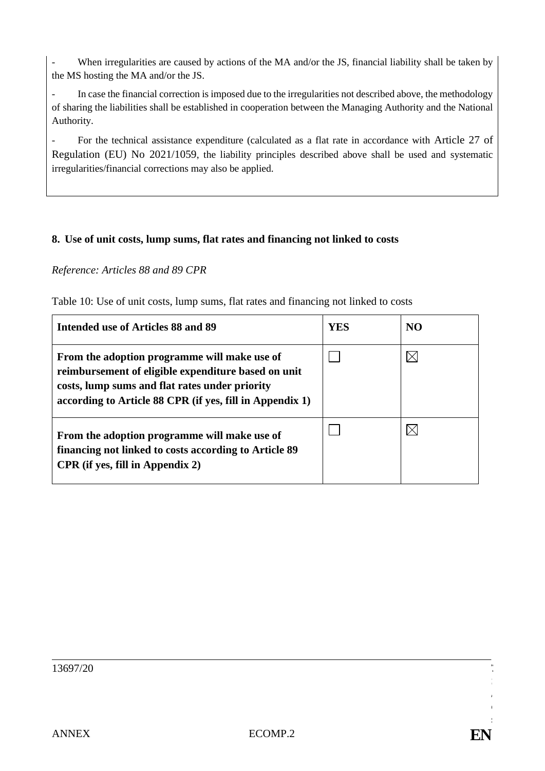- When irregularities are caused by actions of the MA and/or the JS, financial liability shall be taken by the MS hosting the MA and/or the JS.

- In case the financial correction is imposed due to the irregularities not described above, the methodology of sharing the liabilities shall be established in cooperation between the Managing Authority and the National Authority.

- For the technical assistance expenditure (calculated as a flat rate in accordance with Article 27 of Regulation (EU) No 2021/1059, the liability principles described above shall be used and systematic irregularities/financial corrections may also be applied.

## 8. Use of unit costs, lump sums, flat rates and financing not linked to costs

*Reference: Articles 88 and 89 CPR*

Table 10: Use of unit costs, lump sums, flat rates and financing not linked to costs

| Intended use of Articles 88 and 89 | YES | NO |
|---|---|---|
| **From the adoption programme will make use of reimbursement of eligible expenditure based on unit costs, lump sums and flat rates under priority according to Article 88 CPR (if yes, fill in Appendix 1)** | ☐ | ☒ |
| **From the adoption programme will make use of financing not linked to costs according to Article 89 CPR (if yes, fill in Appendix 2)** | ☐ | ☒ |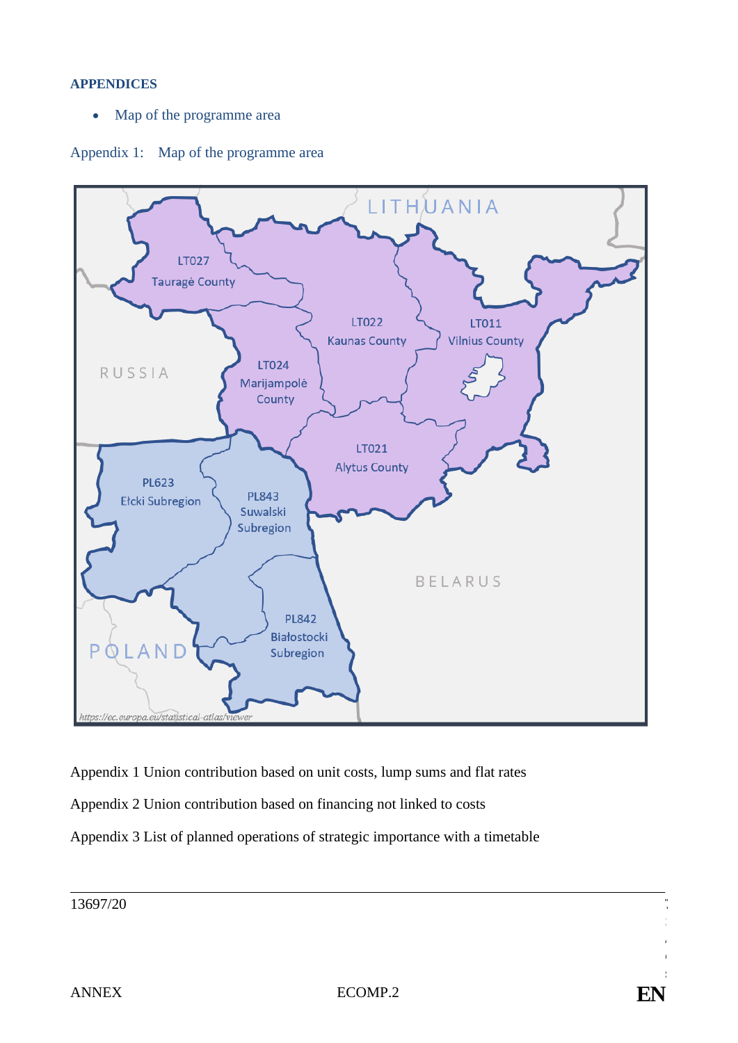**APPENDICES**

- Map of the programme area

Appendix 1: Map of the programme area

LITHUANIA
LT027
Tauragė County
LT022
Kaunas County
LT011
Vilnius County
RUSSIA
LT024
Marijampolė
County
LT021
Alytus County
PL623
Ełcki Subregion
PL843
Suwalski
Subregion
BELARUS
PL842
Białostocki
Subregion
POLAND
https://ec.europa.eu/statistical-atlas/viewer

Appendix 1 Union contribution based on unit costs, lump sums and flat rates

Appendix 2 Union contribution based on financing not linked to costs

Appendix 3 List of planned operations of strategic importance with a timetable